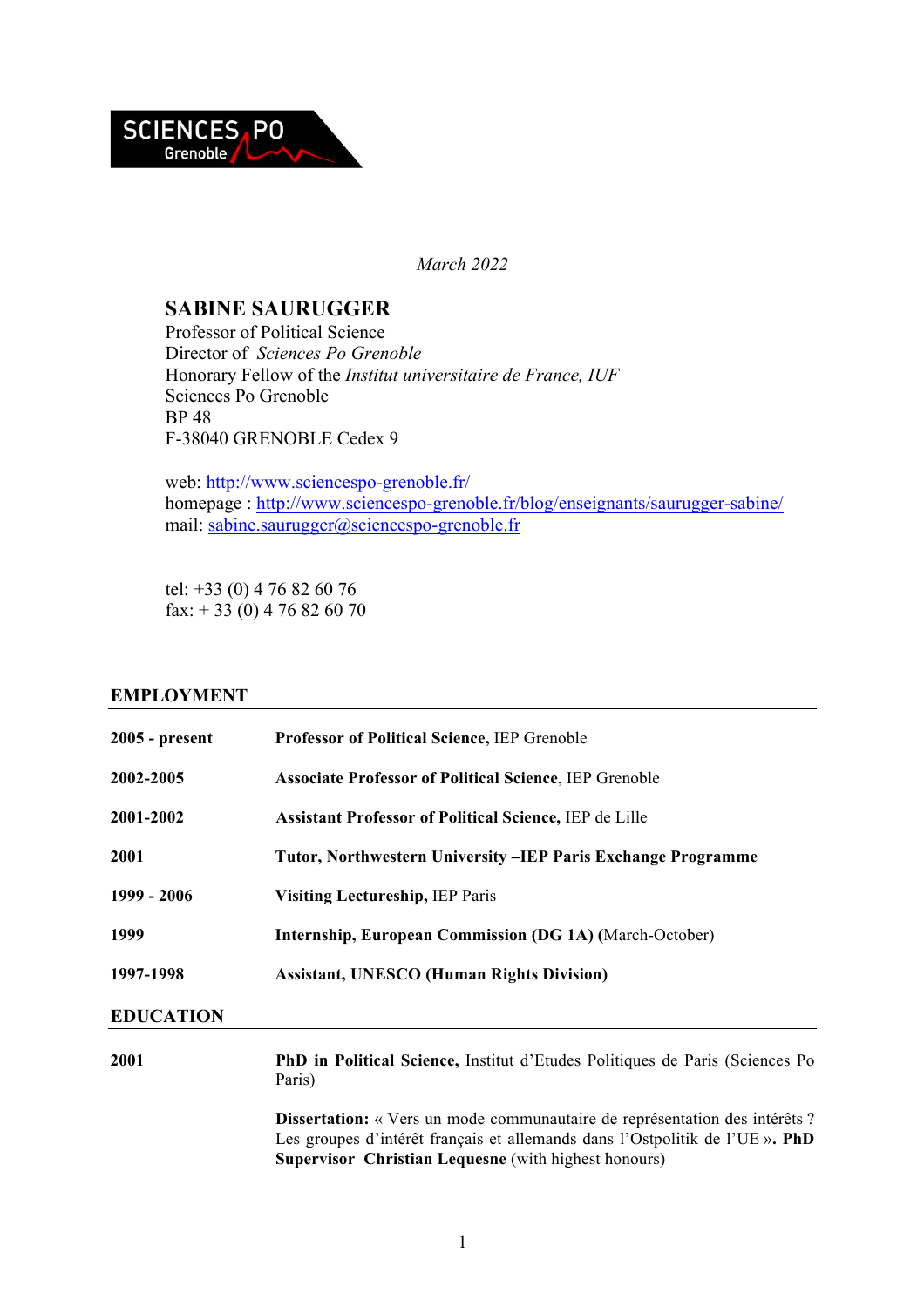*March 2022*

# SABINE SAURUGGER

Professor of Political Science
Director of *Sciences Po Grenoble*
Honorary Fellow of the *Institut universitaire de France, IUF*
Sciences Po Grenoble
BP 48
F-38040 GRENOBLE Cedex 9

web: http://www.sciencespo-grenoble.fr/
homepage : http://www.sciencespo-grenoble.fr/blog/enseignants/saurugger-sabine/
mail: sabine.saurugger@sciencespo-grenoble.fr

tel: +33 (0) 4 76 82 60 76
fax: + 33 (0) 4 76 82 60 70

## EMPLOYMENT

| | |
|---|---|
| **2005 - present** | **Professor of Political Science,** IEP Grenoble |
| **2002-2005** | **Associate Professor of Political Science**, IEP Grenoble |
| **2001-2002** | **Assistant Professor of Political Science,** IEP de Lille |
| **2001** | **Tutor, Northwestern University –IEP Paris Exchange Programme** |
| **1999 - 2006** | **Visiting Lectureship,** IEP Paris |
| **1999** | **Internship, European Commission (DG 1A) (**March-October) |
| **1997-1998** | **Assistant, UNESCO (Human Rights Division)** |

## EDUCATION

| | |
|---|---|
| **2001** | **PhD in Political Science,** Institut d'Etudes Politiques de Paris (Sciences Po Paris) |
| | **Dissertation:** « Vers un mode communautaire de représentation des intérêts ? Les groupes d'intérêt français et allemands dans l'Ostpolitik de l'UE ». **PhD Supervisor Christian Lequesne** (with highest honours) |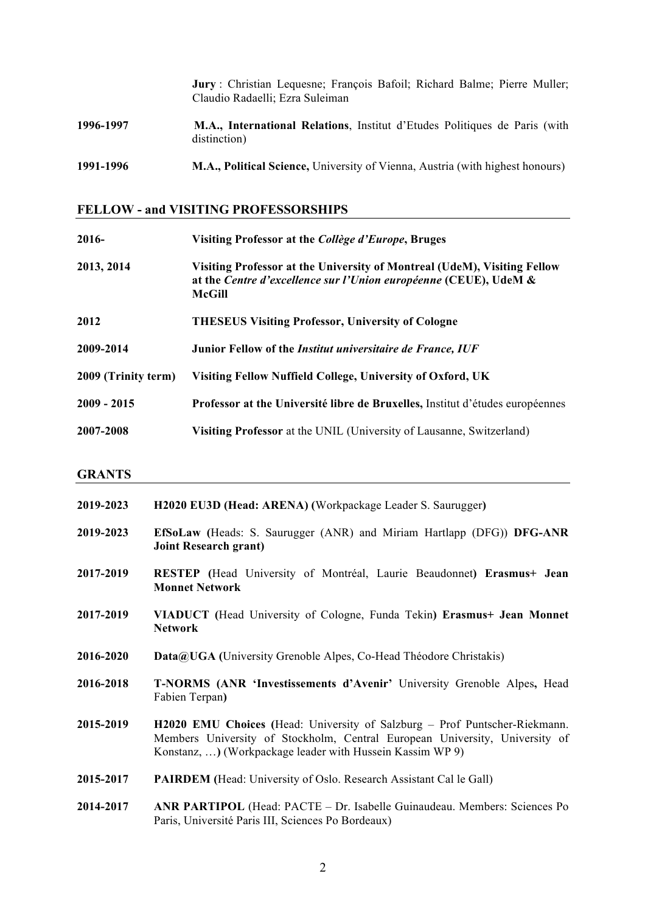| | |
|---|---|
| | **Jury** : Christian Lequesne; François Bafoil; Richard Balme; Pierre Muller; Claudio Radaelli; Ezra Suleiman |
| **1996-1997** | **M.A., International Relations**, Institut d'Etudes Politiques de Paris (with distinction) |
| **1991-1996** | **M.A., Political Science,** University of Vienna, Austria (with highest honours) |

## FELLOW - and VISITING PROFESSORSHIPS

| | |
|---|---|
| **2016-** | **Visiting Professor at the *Collège d'Europe*, Bruges** |
| **2013, 2014** | **Visiting Professor at the University of Montreal (UdeM), Visiting Fellow at the *Centre d'excellence sur l'Union européenne* (CEUE), UdeM & McGill** |
| **2012** | **THESEUS Visiting Professor, University of Cologne** |
| **2009-2014** | **Junior Fellow of the *Institut universitaire de France, IUF*** |
| **2009 (Trinity term)** | **Visiting Fellow Nuffield College, University of Oxford, UK** |
| **2009 - 2015** | **Professor at the Université libre de Bruxelles,** Institut d'études européennes |
| **2007-2008** | **Visiting Professor** at the UNIL (University of Lausanne, Switzerland) |

## GRANTS

| | |
|---|---|
| **2019-2023** | **H2020 EU3D (Head: ARENA) (**Workpackage Leader S. Saurugger**)** |
| **2019-2023** | **EfSoLaw (**Heads: S. Saurugger (ANR) and Miriam Hartlapp (DFG)) **DFG-ANR Joint Research grant)** |
| **2017-2019** | **RESTEP (**Head University of Montréal, Laurie Beaudonnet**) Erasmus+ Jean Monnet Network** |
| **2017-2019** | **VIADUCT (**Head University of Cologne, Funda Tekin**) Erasmus+ Jean Monnet Network** |
| **2016-2020** | **Data@UGA (**University Grenoble Alpes, Co-Head Théodore Christakis) |
| **2016-2018** | **T-NORMS (ANR 'Investissements d'Avenir'** University Grenoble Alpes**,** Head Fabien Terpan**)** |
| **2015-2019** | **H2020 EMU Choices (**Head: University of Salzburg – Prof Puntscher-Riekmann. Members University of Stockholm, Central European University, University of Konstanz, …**)** (Workpackage leader with Hussein Kassim WP 9) |
| **2015-2017** | **PAIRDEM (**Head: University of Oslo. Research Assistant Cal le Gall) |
| **2014-2017** | **ANR PARTIPOL** (Head: PACTE – Dr. Isabelle Guinaudeau. Members: Sciences Po Paris, Université Paris III, Sciences Po Bordeaux) |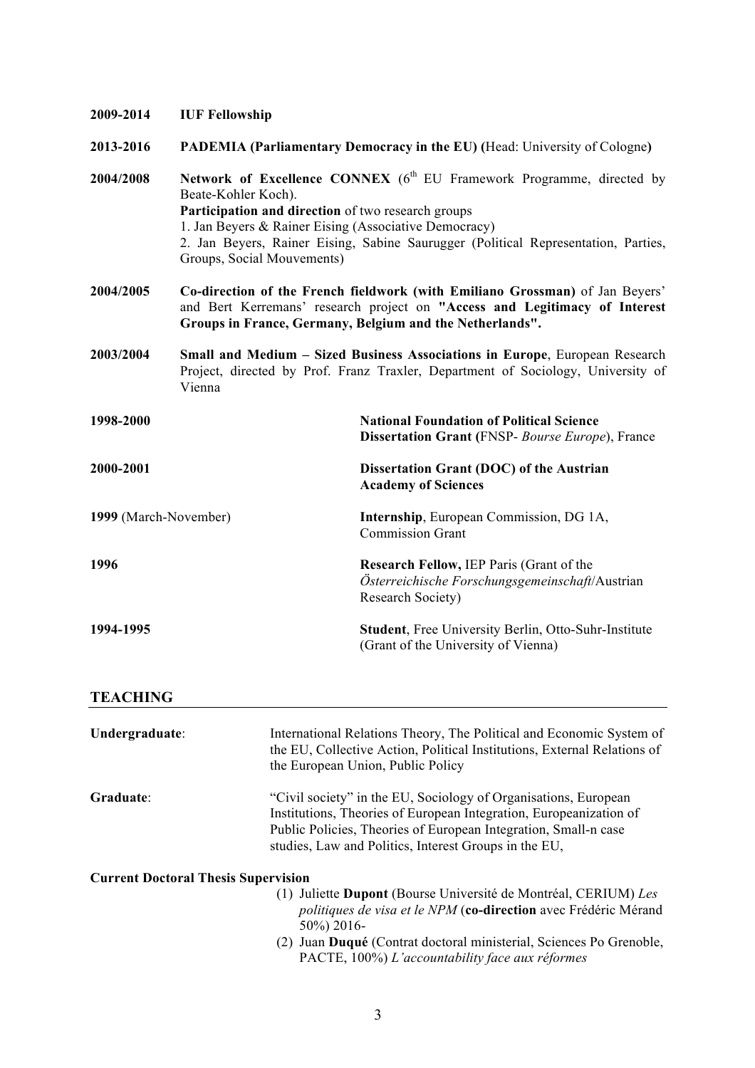**2009-2014** **IUF Fellowship**

**2013-2016** **PADEMIA (Parliamentary Democracy in the EU) (**Head: University of Cologne**)**

**2004/2008** **Network of Excellence CONNEX** (6th EU Framework Programme, directed by Beate-Kohler Koch).
**Participation and direction** of two research groups
1. Jan Beyers & Rainer Eising (Associative Democracy)
2. Jan Beyers, Rainer Eising, Sabine Saurugger (Political Representation, Parties, Groups, Social Mouvements)

**2004/2005** **Co-direction of the French fieldwork (with Emiliano Grossman)** of Jan Beyers' and Bert Kerremans' research project on **"Access and Legitimacy of Interest Groups in France, Germany, Belgium and the Netherlands".**

**2003/2004** **Small and Medium – Sized Business Associations in Europe**, European Research Project, directed by Prof. Franz Traxler, Department of Sociology, University of Vienna

**1998-2000** **National Foundation of Political Science Dissertation Grant (**FNSP- *Bourse Europe*), France

**2000-2001** **Dissertation Grant (DOC) of the Austrian Academy of Sciences**

**1999** (March-November) **Internship**, European Commission, DG 1A, Commission Grant

**1996** **Research Fellow,** IEP Paris (Grant of the *Österreichische Forschungsgemeinschaft*/Austrian Research Society)

**1994-1995** **Student**, Free University Berlin, Otto-Suhr-Institute (Grant of the University of Vienna)

## TEACHING

**Undergraduate**: International Relations Theory, The Political and Economic System of the EU, Collective Action, Political Institutions, External Relations of the European Union, Public Policy

**Graduate**: "Civil society" in the EU, Sociology of Organisations, European Institutions, Theories of European Integration, Europeanization of Public Policies, Theories of European Integration, Small-n case studies, Law and Politics, Interest Groups in the EU,

**Current Doctoral Thesis Supervision**

(1) Juliette **Dupont** (Bourse Université de Montréal, CERIUM) *Les politiques de visa et le NPM* (**co-direction** avec Frédéric Mérand 50%) 2016-
(2) Juan **Duqué** (Contrat doctoral ministeriel, Sciences Po Grenoble, PACTE, 100%) *L'accountability face aux réformes*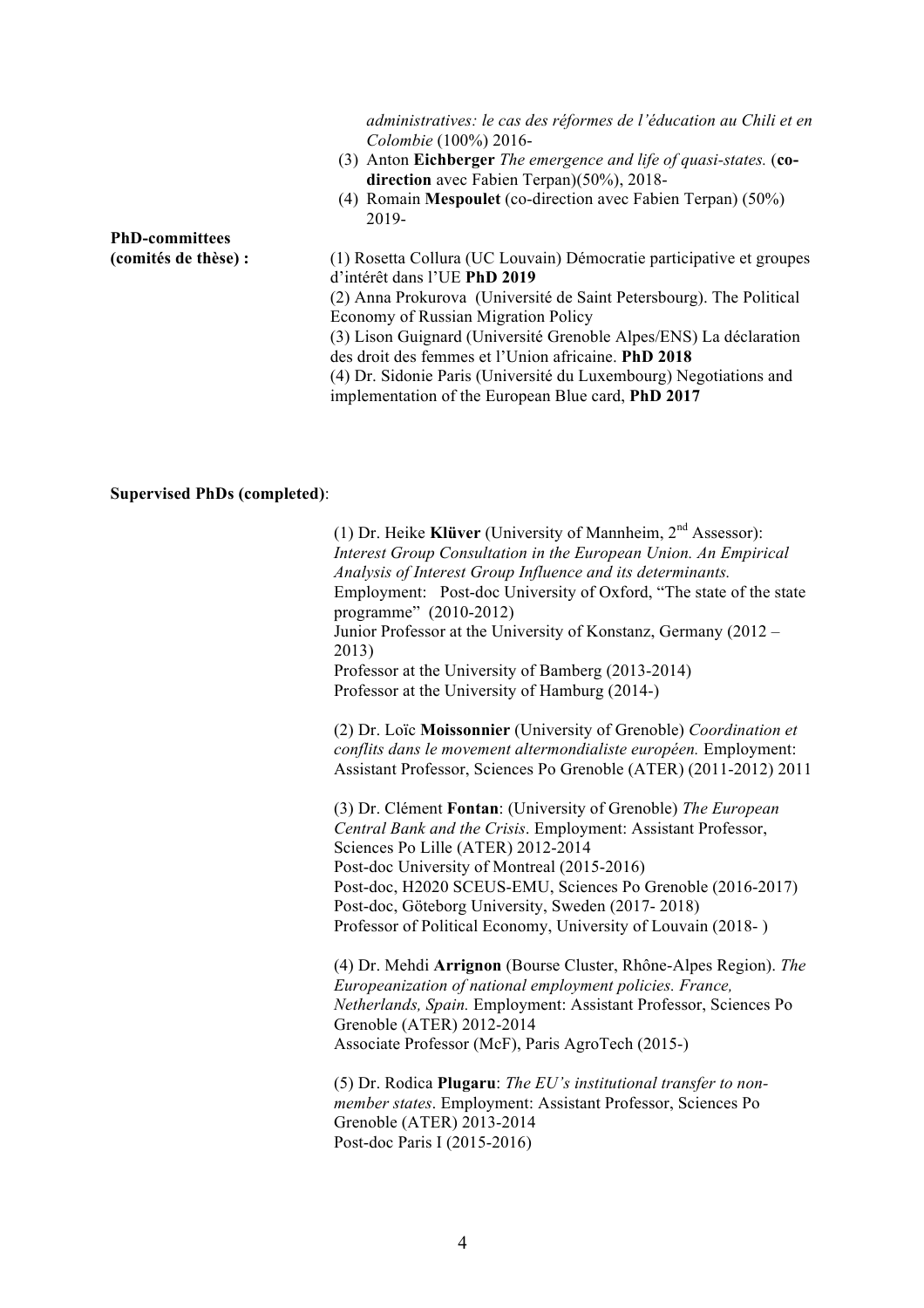*administratives: le cas des réformes de l'éducation au Chili et en Colombie* (100%) 2016-

(3) Anton **Eichberger** *The emergence and life of quasi-states.* (**co-direction** avec Fabien Terpan)(50%), 2018-

(4) Romain **Mespoulet** (co-direction avec Fabien Terpan) (50%) 2019-

**PhD-committees (comités de thèse) :**

(1) Rosetta Collura (UC Louvain) Démocratie participative et groupes d'intérêt dans l'UE **PhD 2019**

(2) Anna Prokurova (Université de Saint Petersbourg). The Political Economy of Russian Migration Policy

(3) Lison Guignard (Université Grenoble Alpes/ENS) La déclaration des droit des femmes et l'Union africaine. **PhD 2018**

(4) Dr. Sidonie Paris (Université du Luxembourg) Negotiations and implementation of the European Blue card, **PhD 2017**

**Supervised PhDs (completed)**:

(1) Dr. Heike **Klüver** (University of Mannheim, 2nd Assessor): *Interest Group Consultation in the European Union. An Empirical Analysis of Interest Group Influence and its determinants.*
Employment: Post-doc University of Oxford, "The state of the state programme" (2010-2012)
Junior Professor at the University of Konstanz, Germany (2012 – 2013)
Professor at the University of Bamberg (2013-2014)
Professor at the University of Hamburg (2014-)

(2) Dr. Loïc **Moissonnier** (University of Grenoble) *Coordination et conflits dans le movement altermondialiste européen.* Employment: Assistant Professor, Sciences Po Grenoble (ATER) (2011-2012) 2011

(3) Dr. Clément **Fontan**: (University of Grenoble) *The European Central Bank and the Crisis*. Employment: Assistant Professor, Sciences Po Lille (ATER) 2012-2014
Post-doc University of Montreal (2015-2016)
Post-doc, H2020 SCEUS-EMU, Sciences Po Grenoble (2016-2017)
Post-doc, Göteborg University, Sweden (2017- 2018)
Professor of Political Economy, University of Louvain (2018- )

(4) Dr. Mehdi **Arrignon** (Bourse Cluster, Rhône-Alpes Region). *The Europeanization of national employment policies. France, Netherlands, Spain.* Employment: Assistant Professor, Sciences Po Grenoble (ATER) 2012-2014
Associate Professor (McF), Paris AgroTech (2015-)

(5) Dr. Rodica **Plugaru**: *The EU's institutional transfer to non-member states*. Employment: Assistant Professor, Sciences Po Grenoble (ATER) 2013-2014
Post-doc Paris I (2015-2016)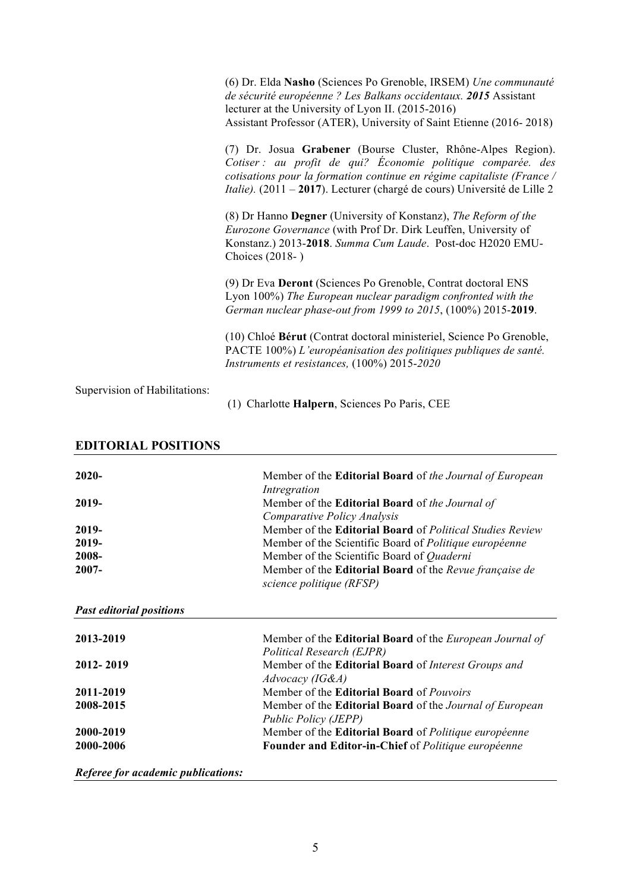(6) Dr. Elda **Nasho** (Sciences Po Grenoble, IRSEM) *Une communauté de sécurité européenne ? Les Balkans occidentaux.* ***2015*** Assistant lecturer at the University of Lyon II. (2015-2016)
Assistant Professor (ATER), University of Saint Etienne (2016- 2018)

(7) Dr. Josua **Grabener** (Bourse Cluster, Rhône-Alpes Region). *Cotiser : au profit de qui? Économie politique comparée. des cotisations pour la formation continue en régime capitaliste (France / Italie).* (2011 – **2017**). Lecturer (chargé de cours) Université de Lille 2

(8) Dr Hanno **Degner** (University of Konstanz), *The Reform of the Eurozone Governance* (with Prof Dr. Dirk Leuffen, University of Konstanz.) 2013-**2018**. *Summa Cum Laude*. Post-doc H2020 EMU-Choices (2018- )

(9) Dr Eva **Deront** (Sciences Po Grenoble, Contrat doctoral ENS Lyon 100%) *The European nuclear paradigm confronted with the German nuclear phase-out from 1999 to 2015*, (100%) 2015-**2019**.

(10) Chloé **Bérut** (Contrat doctoral ministeriel, Science Po Grenoble, PACTE 100%) *L'européanisation des politiques publiques de santé. Instruments et resistances,* (100%) 2015-*2020*

Supervision of Habilitations:

(1) Charlotte **Halpern**, Sciences Po Paris, CEE

## EDITORIAL POSITIONS

| | |
|---|---|
| **2020-** | Member of the **Editorial Board** of *the Journal of European Intregration* |
| **2019-** | Member of the **Editorial Board** of *the Journal of Comparative Policy Analysis* |
| **2019-** | Member of the **Editorial Board** of *Political Studies Review* |
| **2019-** | Member of the Scientific Board of *Politique européenne* |
| **2008-** | Member of the Scientific Board of *Quaderni* |
| **2007-** | Member of the **Editorial Board** of the *Revue française de science politique (RFSP)* |

### *Past editorial positions*

| | |
|---|---|
| **2013-2019** | Member of the **Editorial Board** of the *European Journal of Political Research (EJPR)* |
| **2012- 2019** | Member of the **Editorial Board** of *Interest Groups and Advocacy (IG&A)* |
| **2011-2019** | Member of the **Editorial Board** of *Pouvoirs* |
| **2008-2015** | Member of the **Editorial Board** of the *Journal of European Public Policy (JEPP)* |
| **2000-2019** | Member of the **Editorial Board** of *Politique européenne* |
| **2000-2006** | **Founder and Editor-in-Chief** of *Politique européenne* |

### *Referee for academic publications:*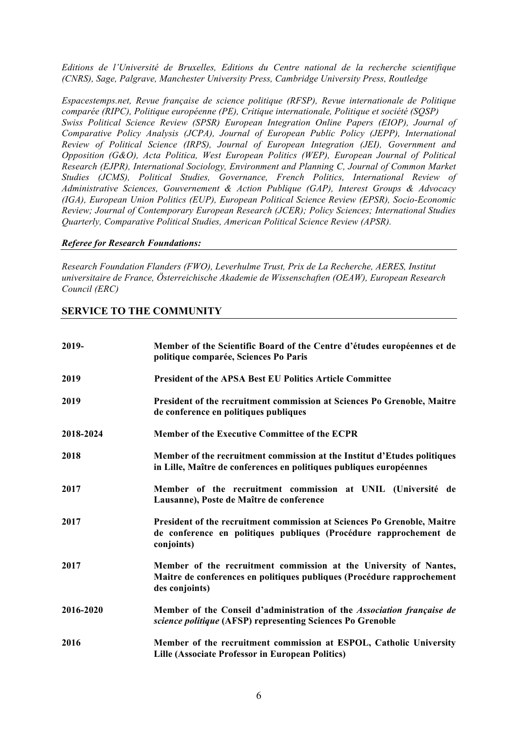*Editions de l'Université de Bruxelles, Editions du Centre national de la recherche scientifique (CNRS), Sage, Palgrave, Manchester University Press, Cambridge University Press, Routledge*

*Espacestemps.net, Revue française de science politique (RFSP), Revue internationale de Politique comparée (RIPC), Politique européenne (PE), Critique internationale, Politique et société (SQSP) Swiss Political Science Review (SPSR) European Integration Online Papers (EIOP), Journal of Comparative Policy Analysis (JCPA), Journal of European Public Policy (JEPP), International Review of Political Science (IRPS), Journal of European Integration (JEI), Government and Opposition (G&O), Acta Politica, West European Politics (WEP), European Journal of Political Research (EJPR), International Sociology, Environment and Planning C, Journal of Common Market Studies (JCMS), Political Studies, Governance, French Politics, International Review of Administrative Sciences, Gouvernement & Action Publique (GAP), Interest Groups & Advocacy (IGA), European Union Politics (EUP), European Political Science Review (EPSR), Socio-Economic Review; Journal of Contemporary European Research (JCER); Policy Sciences; International Studies Quarterly, Comparative Political Studies, American Political Science Review (APSR).*

***Referee for Research Foundations:***

*Research Foundation Flanders (FWO), Leverhulme Trust, Prix de La Recherche, AERES, Institut universitaire de France, Österreichische Akademie de Wissenschaften (OEAW), European Research Council (ERC)*

## SERVICE TO THE COMMUNITY

| | |
|---|---|
| **2019-** | **Member of the Scientific Board of the Centre d'études européennes et de politique comparée, Sciences Po Paris** |
| **2019** | **President of the APSA Best EU Politics Article Committee** |
| **2019** | **President of the recruitment commission at Sciences Po Grenoble, Maitre de conference en politiques publiques** |
| **2018-2024** | **Member of the Executive Committee of the ECPR** |
| **2018** | **Member of the recruitment commission at the Institut d'Etudes politiques in Lille, Maître de conferences en politiques publiques européennes** |
| **2017** | **Member of the recruitment commission at UNIL (Université de Lausanne), Poste de Maître de conference** |
| **2017** | **President of the recruitment commission at Sciences Po Grenoble, Maitre de conference en politiques publiques (Procédure rapprochement de conjoints)** |
| **2017** | **Member of the recruitment commission at the University of Nantes, Maitre de conferences en politiques publiques (Procédure rapprochement des conjoints)** |
| **2016-2020** | **Member of the Conseil d'administration of the *Association française de science politique* (AFSP) representing Sciences Po Grenoble** |
| **2016** | **Member of the recruitment commission at ESPOL, Catholic University Lille (Associate Professor in European Politics)** |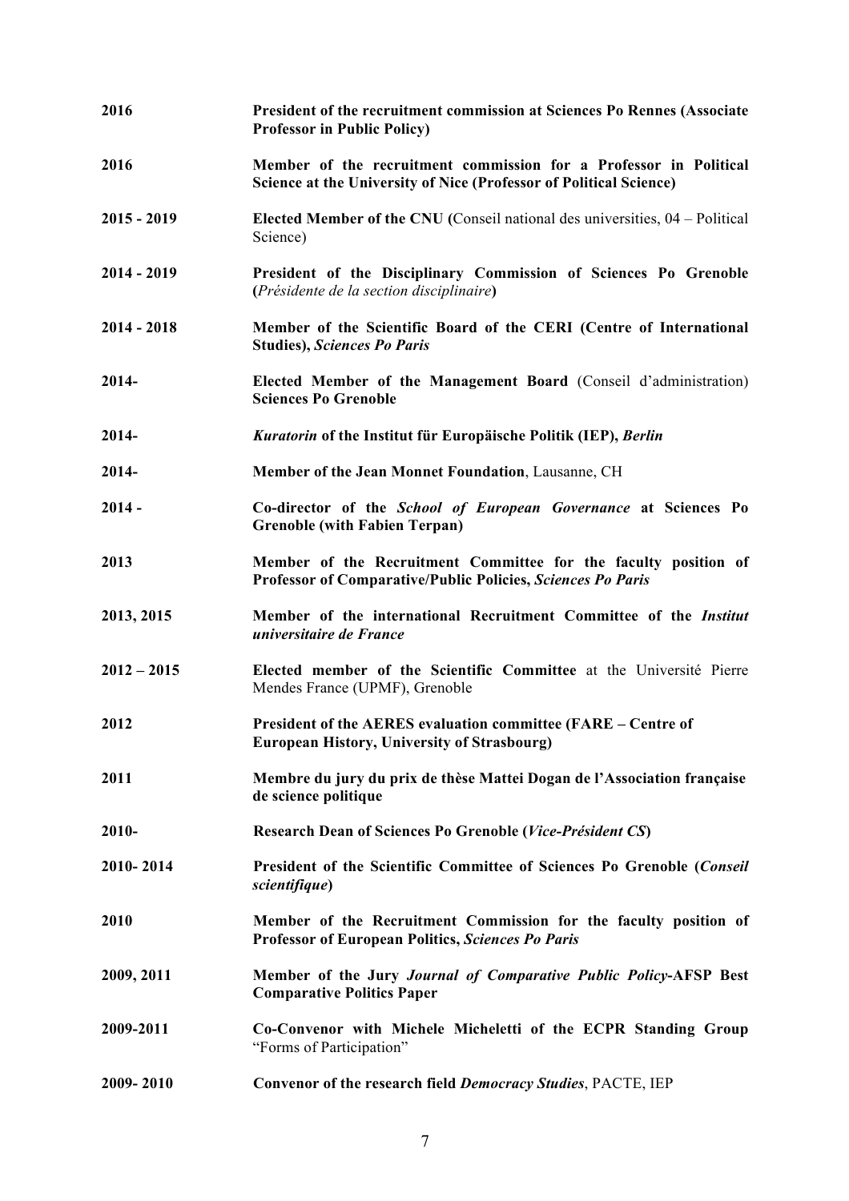| | |
|---|---|
| **2016** | **President of the recruitment commission at Sciences Po Rennes (Associate Professor in Public Policy)** |
| **2016** | **Member of the recruitment commission for a Professor in Political Science at the University of Nice (Professor of Political Science)** |
| **2015 - 2019** | **Elected Member of the CNU (**Conseil national des universities, 04 – Political Science) |
| **2014 - 2019** | **President of the Disciplinary Commission of Sciences Po Grenoble (***Présidente de la section disciplinaire***)** |
| **2014 - 2018** | **Member of the Scientific Board of the CERI (Centre of International Studies),** ***Sciences Po Paris*** |
| **2014-** | **Elected Member of the Management Board** (Conseil d'administration) **Sciences Po Grenoble** |
| **2014-** | ***Kuratorin*** **of the Institut für Europäische Politik (IEP),** ***Berlin*** |
| **2014-** | **Member of the Jean Monnet Foundation**, Lausanne, CH |
| **2014 -** | **Co-director of the** ***School of European Governance*** **at Sciences Po Grenoble (with Fabien Terpan)** |
| **2013** | **Member of the Recruitment Committee for the faculty position of Professor of Comparative/Public Policies,** ***Sciences Po Paris*** |
| **2013, 2015** | **Member of the international Recruitment Committee of the** ***Institut universitaire de France*** |
| **2012 – 2015** | **Elected member of the Scientific Committee** at the Université Pierre Mendes France (UPMF), Grenoble |
| **2012** | **President of the AERES evaluation committee (FARE – Centre of European History, University of Strasbourg)** |
| **2011** | **Membre du jury du prix de thèse Mattei Dogan de l'Association française de science politique** |
| **2010-** | **Research Dean of Sciences Po Grenoble (***Vice-Président CS***)** |
| **2010- 2014** | **President of the Scientific Committee of Sciences Po Grenoble (***Conseil scientifique***)** |
| **2010** | **Member of the Recruitment Commission for the faculty position of Professor of European Politics,** ***Sciences Po Paris*** |
| **2009, 2011** | **Member of the Jury** ***Journal of Comparative Public Policy*****-AFSP Best Comparative Politics Paper** |
| **2009-2011** | **Co-Convenor with Michele Micheletti of the ECPR Standing Group** "Forms of Participation" |
| **2009- 2010** | **Convenor of the research field** ***Democracy Studies***, PACTE, IEP |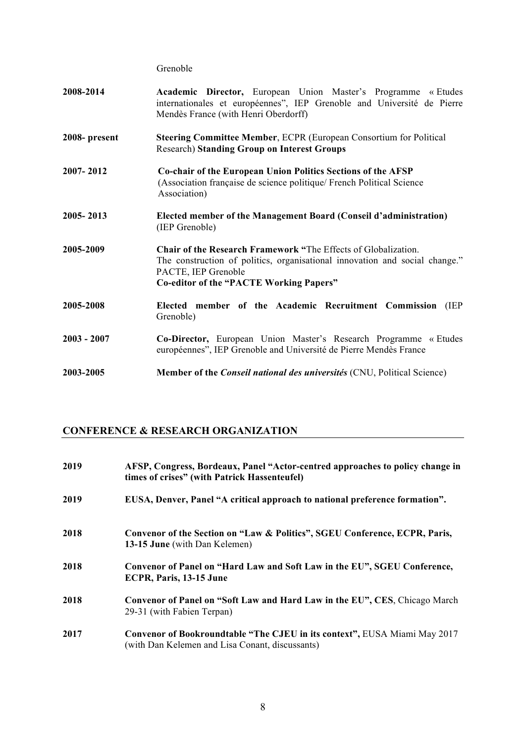Grenoble

| | |
|---|---|
| **2008-2014** | **Academic Director,** European Union Master's Programme « Etudes internationales et européennes", IEP Grenoble and Université de Pierre Mendès France (with Henri Oberdorff) |
| **2008- present** | **Steering Committee Member**, ECPR (European Consortium for Political Research) **Standing Group on Interest Groups** |
| **2007- 2012** | **Co-chair of the European Union Politics Sections of the AFSP** (Association française de science politique/ French Political Science Association) |
| **2005- 2013** | **Elected member of the Management Board (Conseil d'administration)** (IEP Grenoble) |
| **2005-2009** | **Chair of the Research Framework "**The Effects of Globalization. The construction of politics, organisational innovation and social change." PACTE, IEP Grenoble<br>**Co-editor of the "PACTE Working Papers"** |
| **2005-2008** | **Elected member of the Academic Recruitment Commission** (IEP Grenoble) |
| **2003 - 2007** | **Co-Director,** European Union Master's Research Programme « Etudes européennes", IEP Grenoble and Université de Pierre Mendès France |
| **2003-2005** | **Member of the *Conseil national des universités*** (CNU, Political Science) |

## CONFERENCE & RESEARCH ORGANIZATION

| | |
|---|---|
| **2019** | **AFSP, Congress, Bordeaux, Panel "Actor-centred approaches to policy change in times of crises" (with Patrick Hassenteufel)** |
| **2019** | **EUSA, Denver, Panel "A critical approach to national preference formation".** |
| **2018** | **Convenor of the Section on "Law & Politics", SGEU Conference, ECPR, Paris, 13-15 June** (with Dan Kelemen) |
| **2018** | **Convenor of Panel on "Hard Law and Soft Law in the EU", SGEU Conference, ECPR, Paris, 13-15 June** |
| **2018** | **Convenor of Panel on "Soft Law and Hard Law in the EU", CES**, Chicago March 29-31 (with Fabien Terpan) |
| **2017** | **Convenor of Bookroundtable "The CJEU in its context",** EUSA Miami May 2017 (with Dan Kelemen and Lisa Conant, discussants) |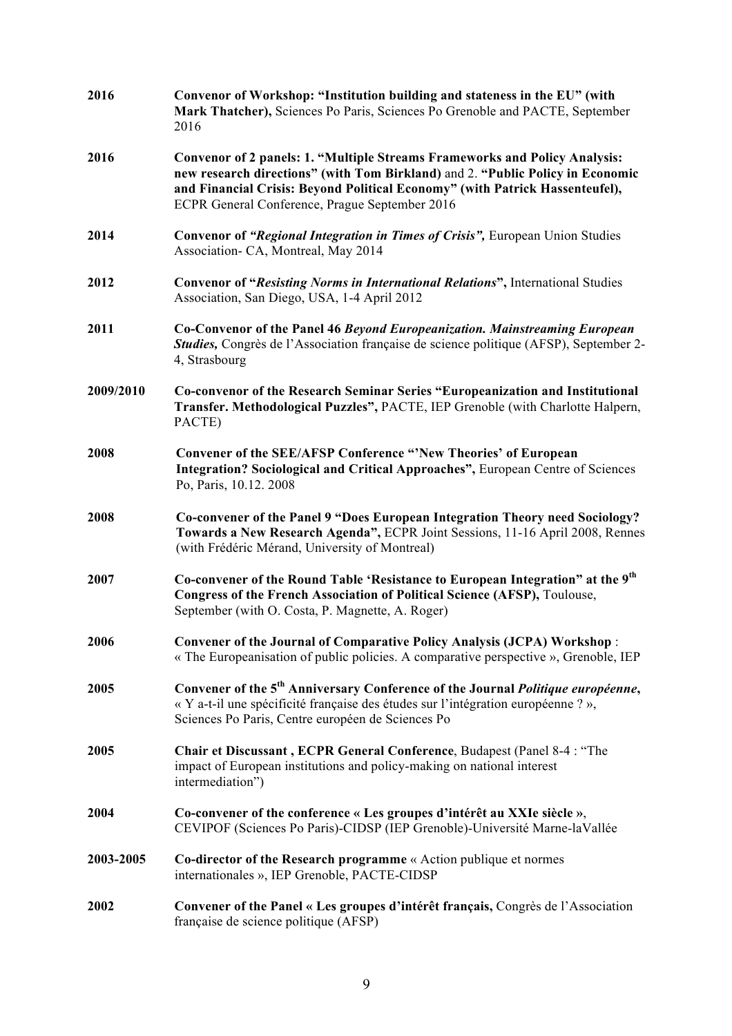**2016** **Convenor of Workshop: "Institution building and stateness in the EU" (with Mark Thatcher),** Sciences Po Paris, Sciences Po Grenoble and PACTE, September 2016

**2016** **Convenor of 2 panels: 1. "Multiple Streams Frameworks and Policy Analysis: new research directions" (with Tom Birkland)** and 2. **"Public Policy in Economic and Financial Crisis: Beyond Political Economy" (with Patrick Hassenteufel),** ECPR General Conference, Prague September 2016

**2014** **Convenor of *"Regional Integration in Times of Crisis",*** European Union Studies Association- CA, Montreal, May 2014

**2012** **Convenor of "*Resisting Norms in International Relations*",** International Studies Association, San Diego, USA, 1-4 April 2012

**2011** **Co-Convenor of the Panel 46 *Beyond Europeanization. Mainstreaming European Studies,*** Congrès de l'Association française de science politique (AFSP), September 2-4, Strasbourg

**2009/2010** **Co-convenor of the Research Seminar Series "Europeanization and Institutional Transfer. Methodological Puzzles",** PACTE, IEP Grenoble (with Charlotte Halpern, PACTE)

**2008** **Convener of the SEE/AFSP Conference "'New Theories' of European Integration? Sociological and Critical Approaches",** European Centre of Sciences Po, Paris, 10.12. 2008

**2008** **Co-convener of the Panel 9 "Does European Integration Theory need Sociology? Towards a New Research Agenda",** ECPR Joint Sessions, 11-16 April 2008, Rennes (with Frédéric Mérand, University of Montreal)

**2007** **Co-convener of the Round Table 'Resistance to European Integration" at the 9th Congress of the French Association of Political Science (AFSP),** Toulouse, September (with O. Costa, P. Magnette, A. Roger)

**2006** **Convener of the Journal of Comparative Policy Analysis (JCPA) Workshop** : « The Europeanisation of public policies. A comparative perspective », Grenoble, IEP

**2005** **Convener of the 5th Anniversary Conference of the Journal *Politique européenne*,** « Y a-t-il une spécificité française des études sur l'intégration européenne ? », Sciences Po Paris, Centre européen de Sciences Po

**2005** **Chair et Discussant , ECPR General Conference**, Budapest (Panel 8-4 : "The impact of European institutions and policy-making on national interest intermediation")

**2004** **Co-convener of the conference « Les groupes d'intérêt au XXIe siècle »**, CEVIPOF (Sciences Po Paris)-CIDSP (IEP Grenoble)-Université Marne-laVallée

**2003-2005** **Co-director of the Research programme** « Action publique et normes internationales », IEP Grenoble, PACTE-CIDSP

**2002** **Convener of the Panel « Les groupes d'intérêt français,** Congrès de l'Association française de science politique (AFSP)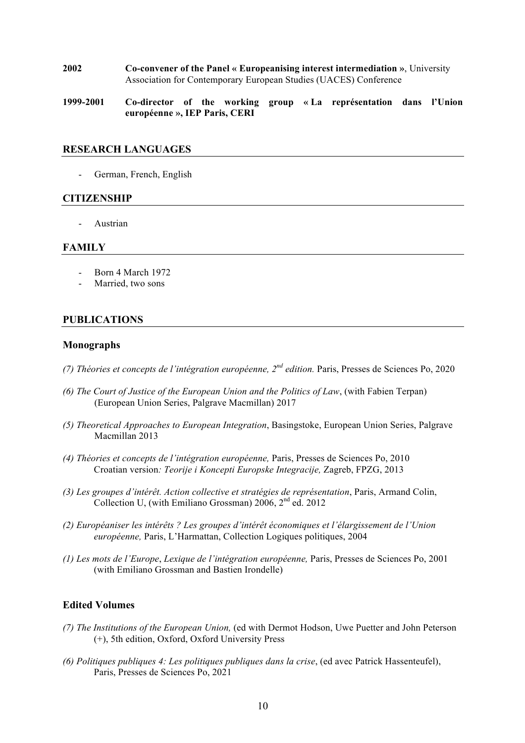**2002** **Co-convener of the Panel « Europeanising interest intermediation »**, University Association for Contemporary European Studies (UACES) Conference

**1999-2001** **Co-director of the working group « La représentation dans l'Union européenne », IEP Paris, CERI**

## RESEARCH LANGUAGES

- German, French, English

## CITIZENSHIP

- Austrian

## FAMILY

- Born 4 March 1972
- Married, two sons

## PUBLICATIONS

### Monographs

*(7) Théories et concepts de l'intégration européenne, 2nd edition.* Paris, Presses de Sciences Po, 2020

*(6) The Court of Justice of the European Union and the Politics of Law*, (with Fabien Terpan) (European Union Series, Palgrave Macmillan) 2017

*(5) Theoretical Approaches to European Integration*, Basingstoke, European Union Series, Palgrave Macmillan 2013

*(4) Théories et concepts de l'intégration européenne,* Paris, Presses de Sciences Po, 2010
Croatian version*: Teorije i Koncepti Europske Integracije,* Zagreb, FPZG, 2013

*(3) Les groupes d'intérêt. Action collective et stratégies de représentation*, Paris, Armand Colin, Collection U, (with Emiliano Grossman) 2006, 2nd ed. 2012

*(2) Européaniser les intérêts ? Les groupes d'intérêt économiques et l'élargissement de l'Union européenne,* Paris, L'Harmattan, Collection Logiques politiques, 2004

*(1) Les mots de l'Europe*, *Lexique de l'intégration européenne,* Paris, Presses de Sciences Po, 2001 (with Emiliano Grossman and Bastien Irondelle)

### Edited Volumes

*(7) The Institutions of the European Union,* (ed with Dermot Hodson, Uwe Puetter and John Peterson (+), 5th edition, Oxford, Oxford University Press

*(6) Politiques publiques 4: Les politiques publiques dans la crise*, (ed avec Patrick Hassenteufel), Paris, Presses de Sciences Po, 2021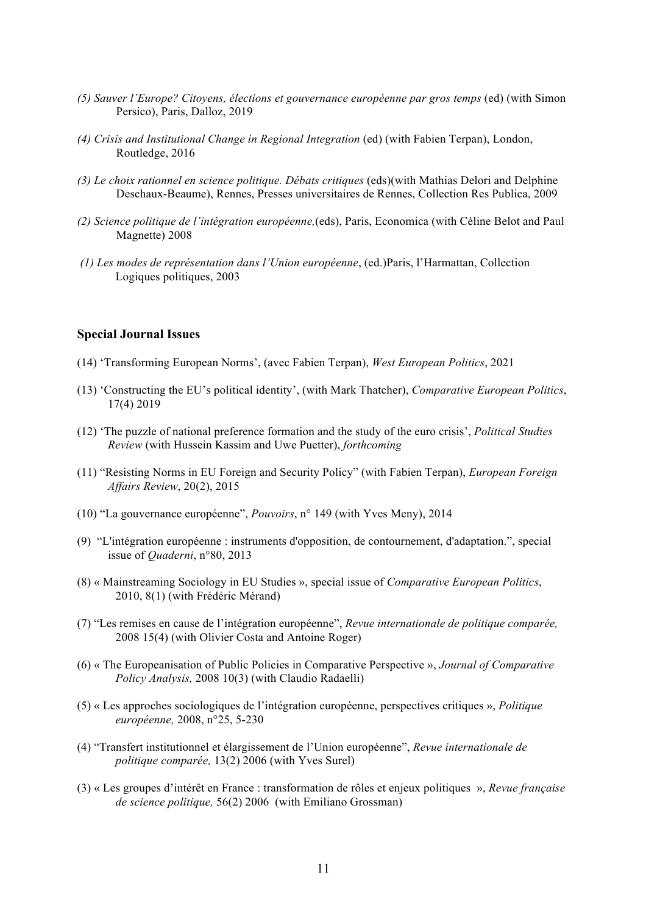*(5) Sauver l'Europe? Citoyens, élections et gouvernance européenne par gros temps* (ed) (with Simon Persico), Paris, Dalloz, 2019

*(4) Crisis and Institutional Change in Regional Integration* (ed) (with Fabien Terpan), London, Routledge, 2016

*(3) Le choix rationnel en science politique. Débats critiques* (eds)(with Mathias Delori and Delphine Deschaux-Beaume), Rennes, Presses universitaires de Rennes, Collection Res Publica, 2009

*(2) Science politique de l'intégration européenne,*(eds), Paris, Economica (with Céline Belot and Paul Magnette) 2008

*(1) Les modes de représentation dans l'Union européenne*, (ed.)Paris, l'Harmattan, Collection Logiques politiques, 2003

### Special Journal Issues

(14) 'Transforming European Norms', (avec Fabien Terpan), *West European Politics*, 2021

(13) 'Constructing the EU's political identity', (with Mark Thatcher), *Comparative European Politics*, 17(4) 2019

(12) 'The puzzle of national preference formation and the study of the euro crisis', *Political Studies Review* (with Hussein Kassim and Uwe Puetter), *forthcoming*

(11) "Resisting Norms in EU Foreign and Security Policy" (with Fabien Terpan), *European Foreign Affairs Review*, 20(2), 2015

(10) "La gouvernance européenne", *Pouvoirs*, n° 149 (with Yves Meny), 2014

(9) "L'intégration européenne : instruments d'opposition, de contournement, d'adaptation.", special issue of *Quaderni*, n°80, 2013

(8) « Mainstreaming Sociology in EU Studies », special issue of *Comparative European Politics*, 2010, 8(1) (with Frédéric Mérand)

(7) "Les remises en cause de l'intégration européenne", *Revue internationale de politique comparée,* 2008 15(4) (with Olivier Costa and Antoine Roger)

(6) « The Europeanisation of Public Policies in Comparative Perspective », *Journal of Comparative Policy Analysis,* 2008 10(3) (with Claudio Radaelli)

(5) « Les approches sociologiques de l'intégration européenne, perspectives critiques », *Politique européenne,* 2008, n°25, 5-230

(4) "Transfert institutionnel et élargissement de l'Union européenne", *Revue internationale de politique comparée,* 13(2) 2006 (with Yves Surel)

(3) « Les groupes d'intérêt en France : transformation de rôles et enjeux politiques », *Revue française de science politique,* 56(2) 2006 (with Emiliano Grossman)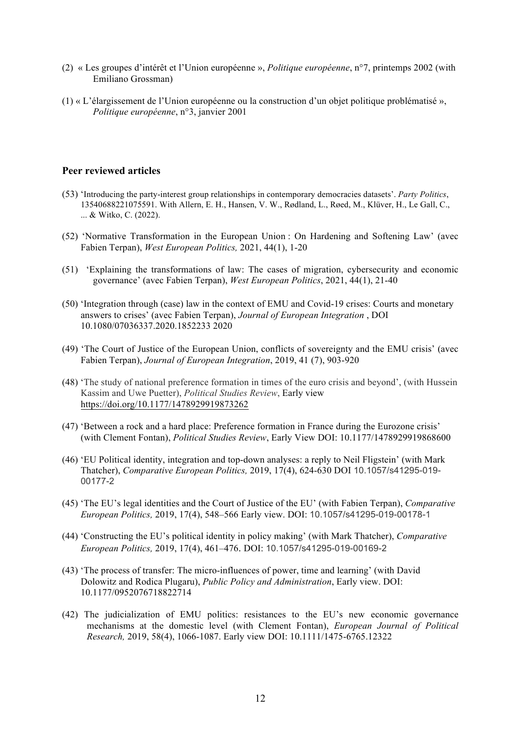(2) « Les groupes d'intérêt et l'Union européenne », *Politique européenne*, n°7, printemps 2002 (with Emiliano Grossman)

(1) « L'élargissement de l'Union européenne ou la construction d'un objet politique problématisé », *Politique européenne*, n°3, janvier 2001

## Peer reviewed articles

(53) 'Introducing the party-interest group relationships in contemporary democracies datasets'. *Party Politics*, 13540688221075591. With Allern, E. H., Hansen, V. W., Rødland, L., Røed, M., Klüver, H., Le Gall, C., ... & Witko, C. (2022).

(52) 'Normative Transformation in the European Union : On Hardening and Softening Law' (avec Fabien Terpan), *West European Politics,* 2021, 44(1), 1-20

(51) 'Explaining the transformations of law: The cases of migration, cybersecurity and economic governance' (avec Fabien Terpan), *West European Politics*, 2021, 44(1), 21-40

(50) 'Integration through (case) law in the context of EMU and Covid-19 crises: Courts and monetary answers to crises' (avec Fabien Terpan), *Journal of European Integration* , DOI 10.1080/07036337.2020.1852233 2020

(49) 'The Court of Justice of the European Union, conflicts of sovereignty and the EMU crisis' (avec Fabien Terpan), *Journal of European Integration*, 2019, 41 (7), 903-920

(48) 'The study of national preference formation in times of the euro crisis and beyond', (with Hussein Kassim and Uwe Puetter), *Political Studies Review*, Early view https://doi.org/10.1177/1478929919873262

(47) 'Between a rock and a hard place: Preference formation in France during the Eurozone crisis' (with Clement Fontan), *Political Studies Review*, Early View DOI: 10.1177/1478929919868600

(46) 'EU Political identity, integration and top-down analyses: a reply to Neil Fligstein' (with Mark Thatcher), *Comparative European Politics,* 2019, 17(4), 624-630 DOI 10.1057/s41295-019-00177-2

(45) 'The EU's legal identities and the Court of Justice of the EU' (with Fabien Terpan), *Comparative European Politics,* 2019, 17(4), 548–566 Early view. DOI: 10.1057/s41295-019-00178-1

(44) 'Constructing the EU's political identity in policy making' (with Mark Thatcher), *Comparative European Politics,* 2019, 17(4), 461–476. DOI: 10.1057/s41295-019-00169-2

(43) 'The process of transfer: The micro-influences of power, time and learning' (with David Dolowitz and Rodica Plugaru), *Public Policy and Administration*, Early view. DOI: 10.1177/0952076718822714

(42) The judicialization of EMU politics: resistances to the EU's new economic governance mechanisms at the domestic level (with Clement Fontan), *European Journal of Political Research,* 2019, 58(4), 1066-1087. Early view DOI: 10.1111/1475-6765.12322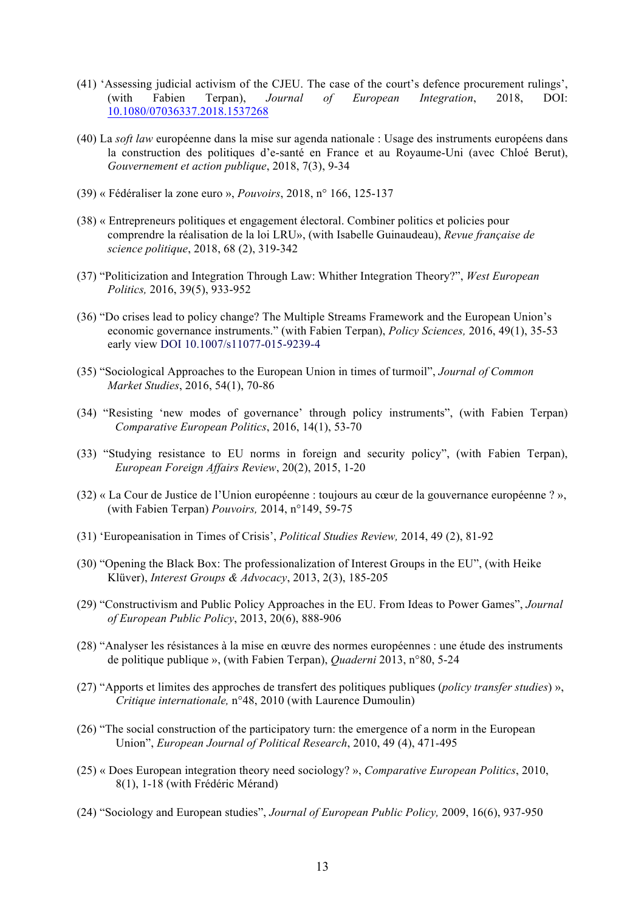(41) ‘Assessing judicial activism of the CJEU. The case of the court’s defence procurement rulings’, (with Fabien Terpan), *Journal of European Integration*, 2018, DOI: 10.1080/07036337.2018.1537268

(40) La *soft law* européenne dans la mise sur agenda nationale : Usage des instruments européens dans la construction des politiques d’e-santé en France et au Royaume-Uni (avec Chloé Berut), *Gouvernement et action publique*, 2018, 7(3), 9-34

(39) « Fédéraliser la zone euro », *Pouvoirs*, 2018, n° 166, 125-137

(38) « Entrepreneurs politiques et engagement électoral. Combiner politics et policies pour comprendre la réalisation de la loi LRU», (with Isabelle Guinaudeau), *Revue française de science politique*, 2018, 68 (2), 319-342

(37) “Politicization and Integration Through Law: Whither Integration Theory?”, *West European Politics,* 2016, 39(5), 933-952

(36) “Do crises lead to policy change? The Multiple Streams Framework and the European Union’s economic governance instruments.” (with Fabien Terpan), *Policy Sciences,* 2016, 49(1), 35-53 early view DOI 10.1007/s11077-015-9239-4

(35) “Sociological Approaches to the European Union in times of turmoil”, *Journal of Common Market Studies*, 2016, 54(1), 70-86

(34) “Resisting ‘new modes of governance’ through policy instruments”, (with Fabien Terpan) *Comparative European Politics*, 2016, 14(1), 53-70

(33) “Studying resistance to EU norms in foreign and security policy”, (with Fabien Terpan), *European Foreign Affairs Review*, 20(2), 2015, 1-20

(32) « La Cour de Justice de l’Union européenne : toujours au cœur de la gouvernance européenne ? », (with Fabien Terpan) *Pouvoirs,* 2014, n°149, 59-75

(31) ‘Europeanisation in Times of Crisis’, *Political Studies Review,* 2014, 49 (2), 81-92

(30) “Opening the Black Box: The professionalization of Interest Groups in the EU”, (with Heike Klüver), *Interest Groups & Advocacy*, 2013, 2(3), 185-205

(29) “Constructivism and Public Policy Approaches in the EU. From Ideas to Power Games”, *Journal of European Public Policy*, 2013, 20(6), 888-906

(28) “Analyser les résistances à la mise en œuvre des normes européennes : une étude des instruments de politique publique », (with Fabien Terpan), *Quaderni* 2013, n°80, 5-24

(27) “Apports et limites des approches de transfert des politiques publiques (*policy transfer studies*) », *Critique internationale,* n°48, 2010 (with Laurence Dumoulin)

(26) “The social construction of the participatory turn: the emergence of a norm in the European Union”, *European Journal of Political Research*, 2010, 49 (4), 471-495

(25) « Does European integration theory need sociology? », *Comparative European Politics*, 2010, 8(1), 1-18 (with Frédéric Mérand)

(24) “Sociology and European studies”, *Journal of European Public Policy,* 2009, 16(6), 937-950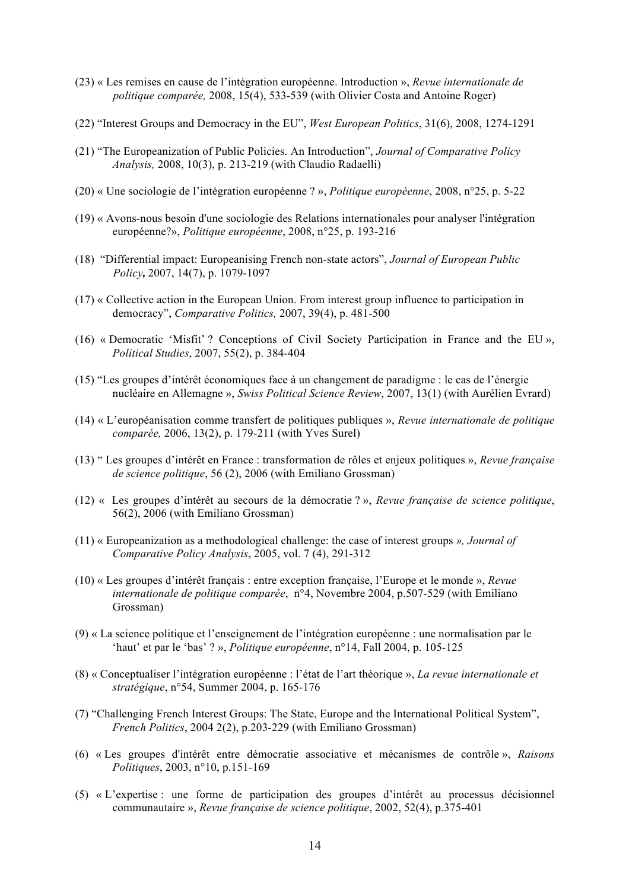(23) « Les remises en cause de l'intégration européenne. Introduction », *Revue internationale de politique comparée,* 2008, 15(4), 533-539 (with Olivier Costa and Antoine Roger)

(22) "Interest Groups and Democracy in the EU", *West European Politics*, 31(6), 2008, 1274-1291

(21) "The Europeanization of Public Policies. An Introduction", *Journal of Comparative Policy Analysis,* 2008, 10(3), p. 213-219 (with Claudio Radaelli)

(20) « Une sociologie de l'intégration européenne ? », *Politique européenne*, 2008, n°25, p. 5-22

(19) « Avons-nous besoin d'une sociologie des Relations internationales pour analyser l'intégration européenne?», *Politique européenne*, 2008, n°25, p. 193-216

(18) "Differential impact: Europeanising French non-state actors", *Journal of European Public Policy***,** 2007, 14(7), p. 1079-1097

(17) « Collective action in the European Union. From interest group influence to participation in democracy", *Comparative Politics,* 2007, 39(4), p. 481-500

(16) « Democratic 'Misfit' ? Conceptions of Civil Society Participation in France and the EU », *Political Studies*, 2007, 55(2), p. 384-404

(15) "Les groupes d'intérêt économiques face à un changement de paradigme : le cas de l'énergie nucléaire en Allemagne », *Swiss Political Science Review*, 2007, 13(1) (with Aurélien Evrard)

(14) « L'européanisation comme transfert de politiques publiques », *Revue internationale de politique comparée,* 2006, 13(2), p. 179-211 (with Yves Surel)

(13) " Les groupes d'intérêt en France : transformation de rôles et enjeux politiques », *Revue française de science politique*, 56 (2), 2006 (with Emiliano Grossman)

(12) « Les groupes d'intérêt au secours de la démocratie ? », *Revue française de science politique*, 56(2), 2006 (with Emiliano Grossman)

(11) « Europeanization as a methodological challenge: the case of interest groups *», Journal of Comparative Policy Analysis*, 2005, vol. 7 (4), 291-312

(10) « Les groupes d'intérêt français : entre exception française, l'Europe et le monde », *Revue internationale de politique comparée*, n°4, Novembre 2004, p.507-529 (with Emiliano Grossman)

(9) « La science politique et l'enseignement de l'intégration européenne : une normalisation par le 'haut' et par le 'bas' ? », *Politique européenne*, n°14, Fall 2004, p. 105-125

(8) « Conceptualiser l'intégration européenne : l'état de l'art théorique », *La revue internationale et stratégique*, n°54, Summer 2004, p. 165-176

(7) "Challenging French Interest Groups: The State, Europe and the International Political System", *French Politics*, 2004 2(2), p.203-229 (with Emiliano Grossman)

(6) « Les groupes d'intérêt entre démocratie associative et mécanismes de contrôle », *Raisons Politiques*, 2003, n°10, p.151-169

(5) « L'expertise : une forme de participation des groupes d'intérêt au processus décisionnel communautaire », *Revue française de science politique*, 2002, 52(4), p.375-401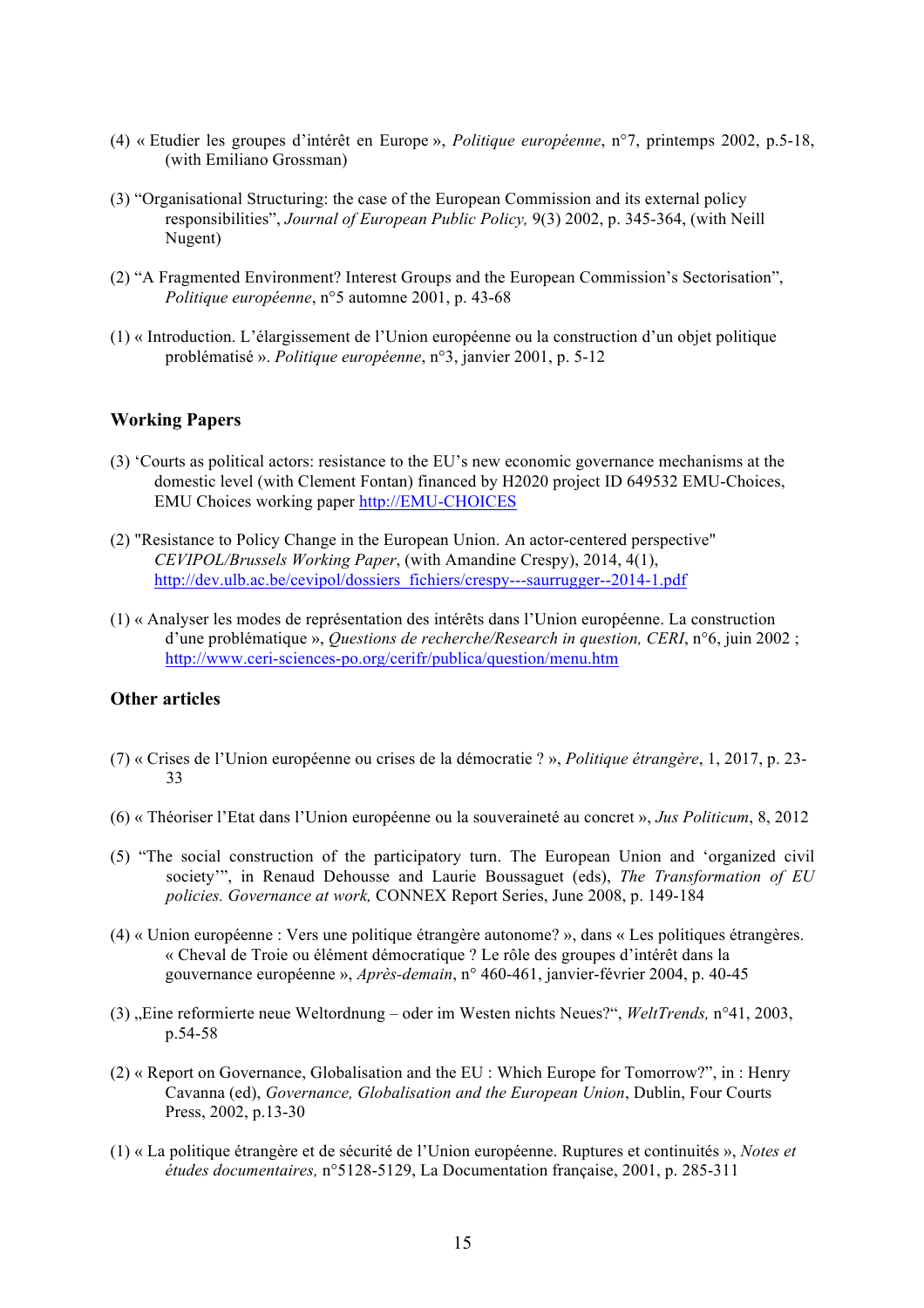(4) « Etudier les groupes d'intérêt en Europe », *Politique européenne*, n°7, printemps 2002, p.5-18, (with Emiliano Grossman)

(3) "Organisational Structuring: the case of the European Commission and its external policy responsibilities", *Journal of European Public Policy,* 9(3) 2002, p. 345-364, (with Neill Nugent)

(2) "A Fragmented Environment? Interest Groups and the European Commission's Sectorisation", *Politique européenne*, n°5 automne 2001, p. 43-68

(1) « Introduction. L'élargissement de l'Union européenne ou la construction d'un objet politique problématisé ». *Politique européenne*, n°3, janvier 2001, p. 5-12

## Working Papers

(3) 'Courts as political actors: resistance to the EU's new economic governance mechanisms at the domestic level (with Clement Fontan) financed by H2020 project ID 649532 EMU-Choices, EMU Choices working paper http://EMU-CHOICES

(2) "Resistance to Policy Change in the European Union. An actor-centered perspective" *CEVIPOL/Brussels Working Paper*, (with Amandine Crespy), 2014, 4(1), http://dev.ulb.ac.be/cevipol/dossiers_fichiers/crespy---saurrugger--2014-1.pdf

(1) « Analyser les modes de représentation des intérêts dans l'Union européenne. La construction d'une problématique », *Questions de recherche/Research in question, CERI*, n°6, juin 2002 ; http://www.ceri-sciences-po.org/cerifr/publica/question/menu.htm

## Other articles

(7) « Crises de l'Union européenne ou crises de la démocratie ? », *Politique étrangère*, 1, 2017, p. 23-33

(6) « Théoriser l'Etat dans l'Union européenne ou la souveraineté au concret », *Jus Politicum*, 8, 2012

(5) "The social construction of the participatory turn. The European Union and 'organized civil society'", in Renaud Dehousse and Laurie Boussaguet (eds), *The Transformation of EU policies. Governance at work,* CONNEX Report Series, June 2008, p. 149-184

(4) « Union européenne : Vers une politique étrangère autonome? », dans « Les politiques étrangères. « Cheval de Troie ou élément démocratique ? Le rôle des groupes d'intérêt dans la gouvernance européenne », *Après-demain*, n° 460-461, janvier-février 2004, p. 40-45

(3) „Eine reformierte neue Weltordnung – oder im Westen nichts Neues?", *WeltTrends,* n°41, 2003, p.54-58

(2) « Report on Governance, Globalisation and the EU : Which Europe for Tomorrow?", in : Henry Cavanna (ed), *Governance, Globalisation and the European Union*, Dublin, Four Courts Press, 2002, p.13-30

(1) « La politique étrangère et de sécurité de l'Union européenne. Ruptures et continuités », *Notes et études documentaires,* n°5128-5129, La Documentation française, 2001, p. 285-311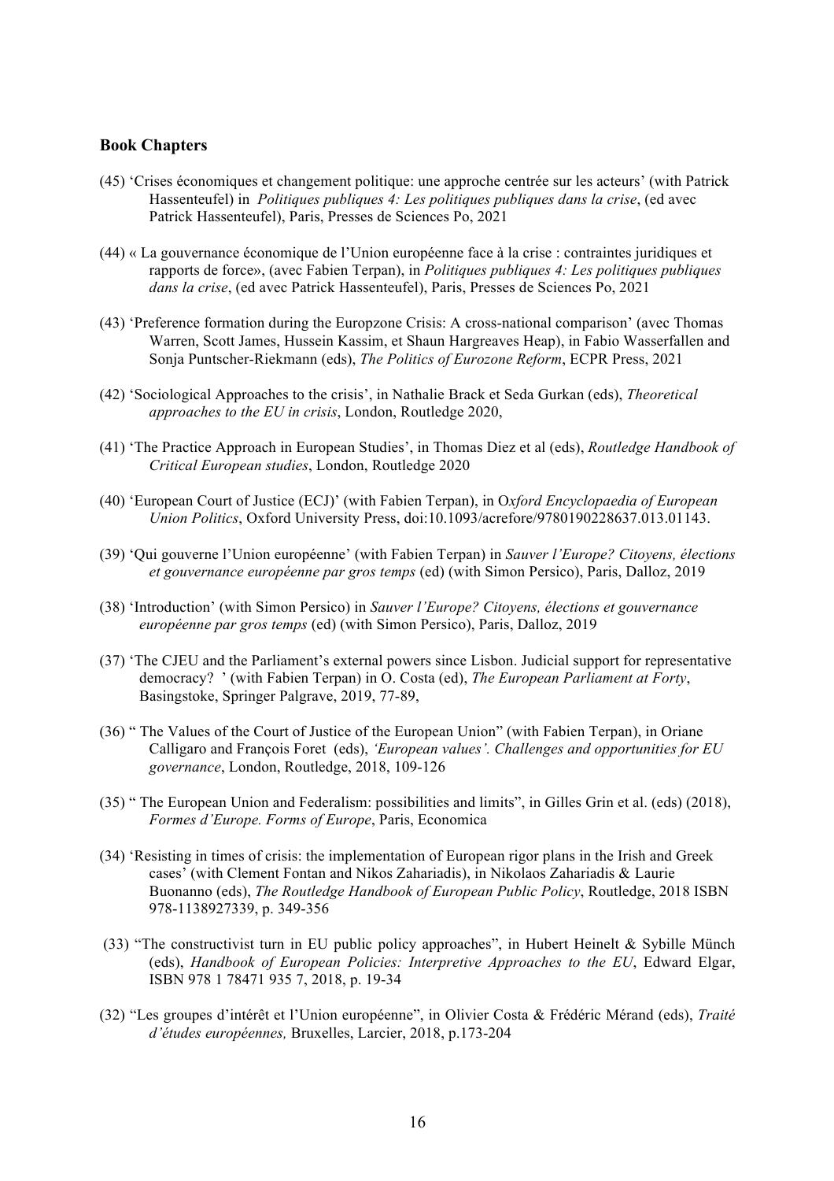### Book Chapters

(45) 'Crises économiques et changement politique: une approche centrée sur les acteurs' (with Patrick Hassenteufel) in *Politiques publiques 4: Les politiques publiques dans la crise*, (ed avec Patrick Hassenteufel), Paris, Presses de Sciences Po, 2021

(44) « La gouvernance économique de l'Union européenne face à la crise : contraintes juridiques et rapports de force», (avec Fabien Terpan), in *Politiques publiques 4: Les politiques publiques dans la crise*, (ed avec Patrick Hassenteufel), Paris, Presses de Sciences Po, 2021

(43) 'Preference formation during the Europzone Crisis: A cross-national comparison' (avec Thomas Warren, Scott James, Hussein Kassim, et Shaun Hargreaves Heap), in Fabio Wasserfallen and Sonja Puntscher-Riekmann (eds), *The Politics of Eurozone Reform*, ECPR Press, 2021

(42) 'Sociological Approaches to the crisis', in Nathalie Brack et Seda Gurkan (eds), *Theoretical approaches to the EU in crisis*, London, Routledge 2020,

(41) 'The Practice Approach in European Studies', in Thomas Diez et al (eds), *Routledge Handbook of Critical European studies*, London, Routledge 2020

(40) 'European Court of Justice (ECJ)' (with Fabien Terpan), in O*xford Encyclopaedia of European Union Politics*, Oxford University Press, doi:10.1093/acrefore/9780190228637.013.01143.

(39) 'Qui gouverne l'Union européenne' (with Fabien Terpan) in *Sauver l'Europe? Citoyens, élections et gouvernance européenne par gros temps* (ed) (with Simon Persico), Paris, Dalloz, 2019

(38) 'Introduction' (with Simon Persico) in *Sauver l'Europe? Citoyens, élections et gouvernance européenne par gros temps* (ed) (with Simon Persico), Paris, Dalloz, 2019

(37) 'The CJEU and the Parliament's external powers since Lisbon. Judicial support for representative democracy? ' (with Fabien Terpan) in O. Costa (ed), *The European Parliament at Forty*, Basingstoke, Springer Palgrave, 2019, 77-89,

(36) " The Values of the Court of Justice of the European Union" (with Fabien Terpan), in Oriane Calligaro and François Foret (eds), *'European values'. Challenges and opportunities for EU governance*, London, Routledge, 2018, 109-126

(35) " The European Union and Federalism: possibilities and limits", in Gilles Grin et al. (eds) (2018), *Formes d'Europe. Forms of Europe*, Paris, Economica

(34) 'Resisting in times of crisis: the implementation of European rigor plans in the Irish and Greek cases' (with Clement Fontan and Nikos Zahariadis), in Nikolaos Zahariadis & Laurie Buonanno (eds), *The Routledge Handbook of European Public Policy*, Routledge, 2018 ISBN 978-1138927339, p. 349-356

(33) "The constructivist turn in EU public policy approaches", in Hubert Heinelt & Sybille Münch (eds), *Handbook of European Policies: Interpretive Approaches to the EU*, Edward Elgar, ISBN 978 1 78471 935 7, 2018, p. 19-34

(32) "Les groupes d'intérêt et l'Union européenne", in Olivier Costa & Frédéric Mérand (eds), *Traité d'études européennes,* Bruxelles, Larcier, 2018, p.173-204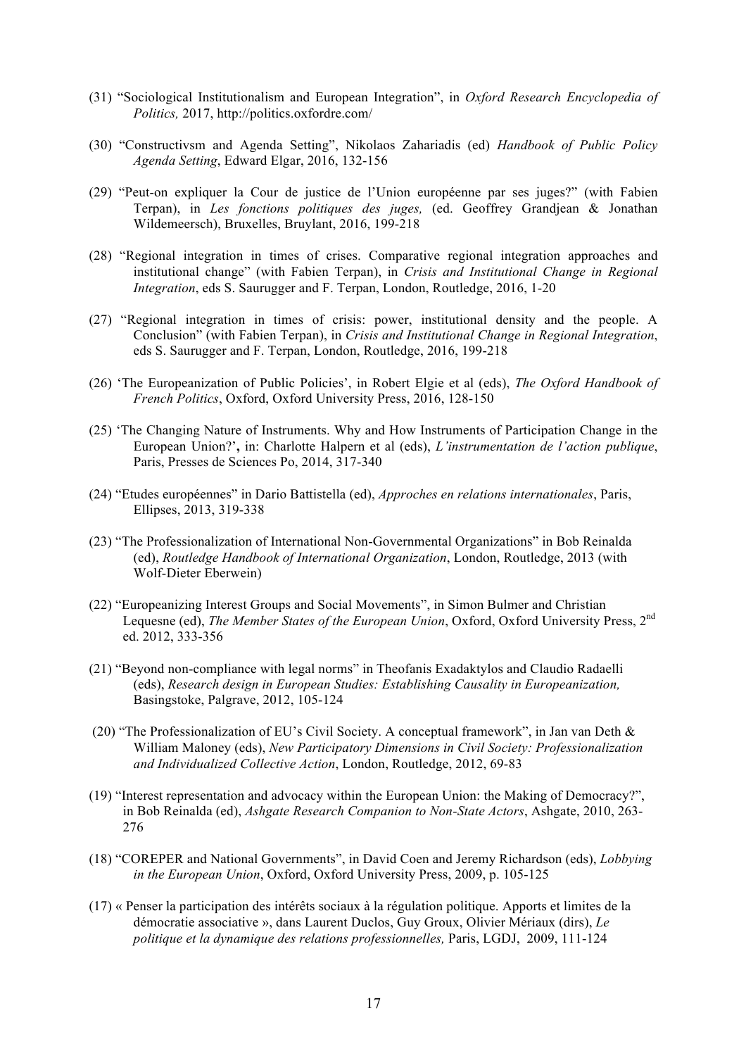(31) "Sociological Institutionalism and European Integration", in *Oxford Research Encyclopedia of Politics,* 2017, http://politics.oxfordre.com/

(30) "Constructivsm and Agenda Setting", Nikolaos Zahariadis (ed) *Handbook of Public Policy Agenda Setting*, Edward Elgar, 2016, 132-156

(29) "Peut-on expliquer la Cour de justice de l'Union européenne par ses juges?" (with Fabien Terpan), in *Les fonctions politiques des juges,* (ed. Geoffrey Grandjean & Jonathan Wildemeersch), Bruxelles, Bruylant, 2016, 199-218

(28) "Regional integration in times of crises. Comparative regional integration approaches and institutional change" (with Fabien Terpan), in *Crisis and Institutional Change in Regional Integration*, eds S. Saurugger and F. Terpan, London, Routledge, 2016, 1-20

(27) "Regional integration in times of crisis: power, institutional density and the people. A Conclusion" (with Fabien Terpan), in *Crisis and Institutional Change in Regional Integration*, eds S. Saurugger and F. Terpan, London, Routledge, 2016, 199-218

(26) 'The Europeanization of Public Policies', in Robert Elgie et al (eds), *The Oxford Handbook of French Politics*, Oxford, Oxford University Press, 2016, 128-150

(25) 'The Changing Nature of Instruments. Why and How Instruments of Participation Change in the European Union?'**,** in: Charlotte Halpern et al (eds), *L'instrumentation de l'action publique*, Paris, Presses de Sciences Po, 2014, 317-340

(24) "Etudes européennes" in Dario Battistella (ed), *Approches en relations internationales*, Paris, Ellipses, 2013, 319-338

(23) "The Professionalization of International Non-Governmental Organizations" in Bob Reinalda (ed), *Routledge Handbook of International Organization*, London, Routledge, 2013 (with Wolf-Dieter Eberwein)

(22) "Europeanizing Interest Groups and Social Movements", in Simon Bulmer and Christian Lequesne (ed), *The Member States of the European Union*, Oxford, Oxford University Press, 2nd ed. 2012, 333-356

(21) "Beyond non-compliance with legal norms" in Theofanis Exadaktylos and Claudio Radaelli (eds), *Research design in European Studies: Establishing Causality in Europeanization,* Basingstoke, Palgrave, 2012, 105-124

(20) "The Professionalization of EU's Civil Society. A conceptual framework", in Jan van Deth & William Maloney (eds), *New Participatory Dimensions in Civil Society: Professionalization and Individualized Collective Action*, London, Routledge, 2012, 69-83

(19) "Interest representation and advocacy within the European Union: the Making of Democracy?", in Bob Reinalda (ed), *Ashgate Research Companion to Non-State Actors*, Ashgate, 2010, 263-276

(18) "COREPER and National Governments", in David Coen and Jeremy Richardson (eds), *Lobbying in the European Union*, Oxford, Oxford University Press, 2009, p. 105-125

(17) « Penser la participation des intérêts sociaux à la régulation politique. Apports et limites de la démocratie associative », dans Laurent Duclos, Guy Groux, Olivier Mériaux (dirs), *Le politique et la dynamique des relations professionnelles,* Paris, LGDJ, 2009, 111-124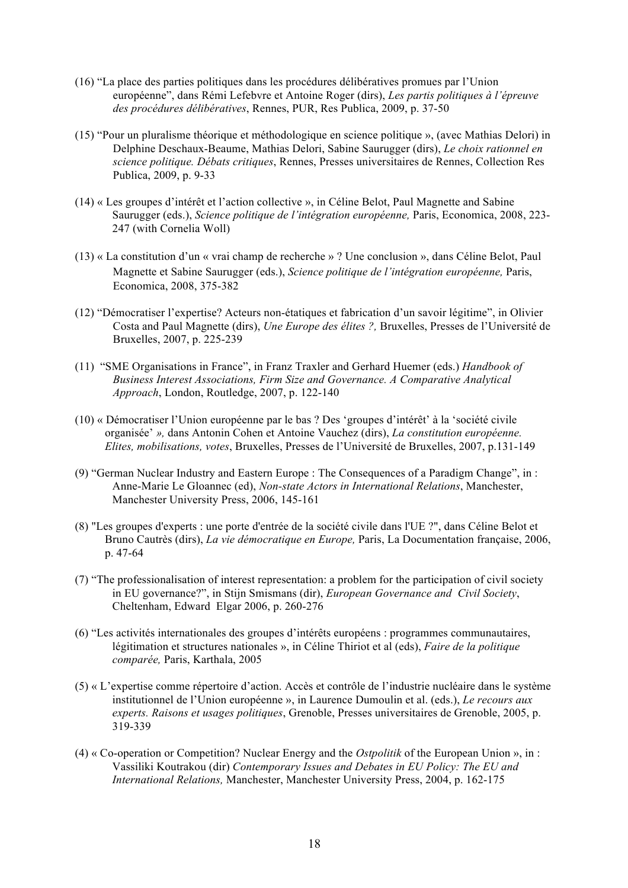(16) "La place des parties politiques dans les procédures délibératives promues par l'Union européenne", dans Rémi Lefebvre et Antoine Roger (dirs), *Les partis politiques à l'épreuve des procédures délibératives*, Rennes, PUR, Res Publica, 2009, p. 37-50

(15) "Pour un pluralisme théorique et méthodologique en science politique », (avec Mathias Delori) in Delphine Deschaux-Beaume, Mathias Delori, Sabine Saurugger (dirs), *Le choix rationnel en science politique. Débats critiques*, Rennes, Presses universitaires de Rennes, Collection Res Publica, 2009, p. 9-33

(14) « Les groupes d'intérêt et l'action collective », in Céline Belot, Paul Magnette and Sabine Saurugger (eds.), *Science politique de l'intégration européenne,* Paris, Economica, 2008, 223-247 (with Cornelia Woll)

(13) « La constitution d'un « vrai champ de recherche » ? Une conclusion », dans Céline Belot, Paul Magnette et Sabine Saurugger (eds.), *Science politique de l'intégration européenne,* Paris, Economica, 2008, 375-382

(12) "Démocratiser l'expertise? Acteurs non-étatiques et fabrication d'un savoir légitime", in Olivier Costa and Paul Magnette (dirs), *Une Europe des élites ?,* Bruxelles, Presses de l'Université de Bruxelles, 2007, p. 225-239

(11) "SME Organisations in France", in Franz Traxler and Gerhard Huemer (eds.) *Handbook of Business Interest Associations, Firm Size and Governance. A Comparative Analytical Approach*, London, Routledge, 2007, p. 122-140

(10) « Démocratiser l'Union européenne par le bas ? Des 'groupes d'intérêt' à la 'société civile organisée' *»,* dans Antonin Cohen et Antoine Vauchez (dirs), *La constitution européenne. Elites, mobilisations, votes*, Bruxelles, Presses de l'Université de Bruxelles, 2007, p.131-149

(9) "German Nuclear Industry and Eastern Europe : The Consequences of a Paradigm Change", in : Anne-Marie Le Gloannec (ed), *Non-state Actors in International Relations*, Manchester, Manchester University Press, 2006, 145-161

(8) "Les groupes d'experts : une porte d'entrée de la société civile dans l'UE ?", dans Céline Belot et Bruno Cautrès (dirs), *La vie démocratique en Europe,* Paris, La Documentation française, 2006, p. 47-64

(7) "The professionalisation of interest representation: a problem for the participation of civil society in EU governance?", in Stijn Smismans (dir), *European Governance and Civil Society*, Cheltenham, Edward Elgar 2006, p. 260-276

(6) "Les activités internationales des groupes d'intérêts européens : programmes communautaires, légitimation et structures nationales », in Céline Thiriot et al (eds), *Faire de la politique comparée,* Paris, Karthala, 2005

(5) « L'expertise comme répertoire d'action. Accès et contrôle de l'industrie nucléaire dans le système institutionnel de l'Union européenne », in Laurence Dumoulin et al. (eds.), *Le recours aux experts. Raisons et usages politiques*, Grenoble, Presses universitaires de Grenoble, 2005, p. 319-339

(4) « Co-operation or Competition? Nuclear Energy and the *Ostpolitik* of the European Union », in : Vassiliki Koutrakou (dir) *Contemporary Issues and Debates in EU Policy: The EU and International Relations,* Manchester, Manchester University Press, 2004, p. 162-175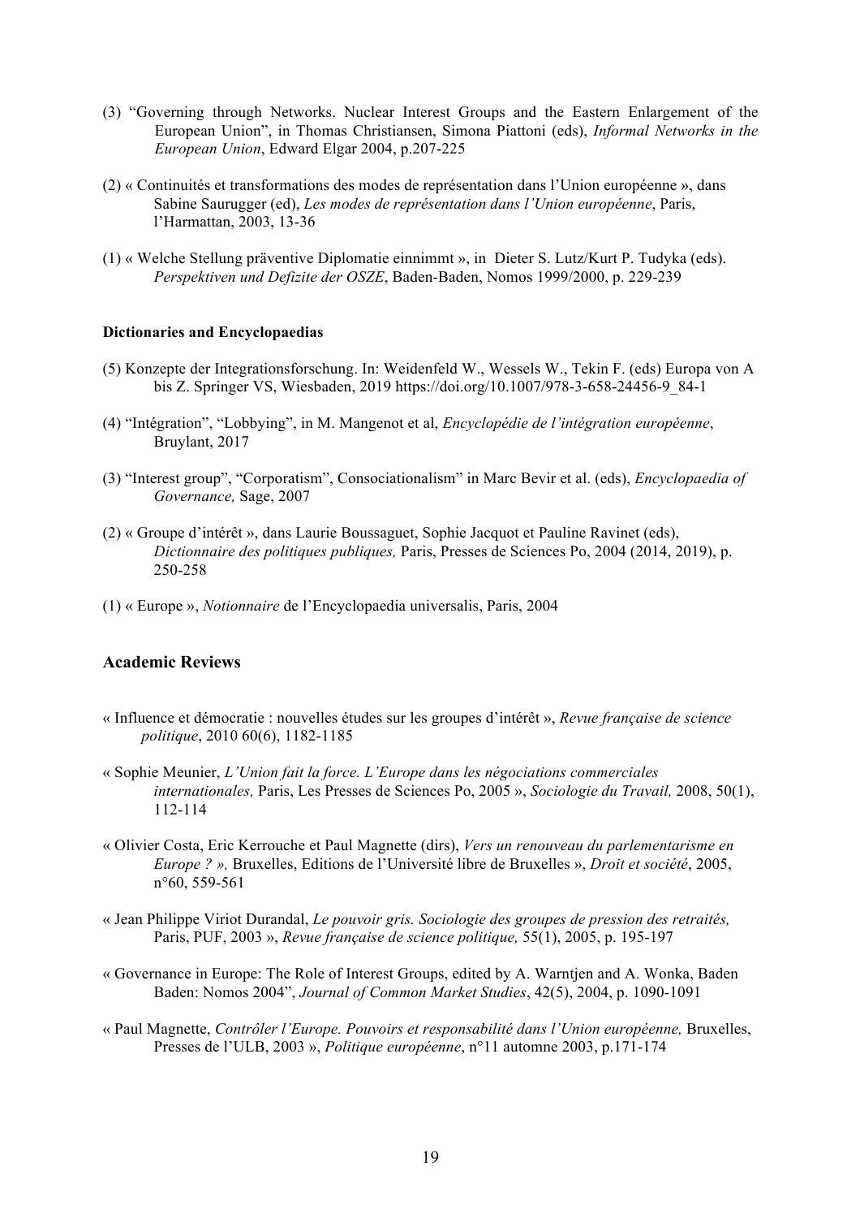(3) "Governing through Networks. Nuclear Interest Groups and the Eastern Enlargement of the European Union", in Thomas Christiansen, Simona Piattoni (eds), *Informal Networks in the European Union*, Edward Elgar 2004, p.207-225

(2) « Continuités et transformations des modes de représentation dans l'Union européenne », dans Sabine Saurugger (ed), *Les modes de représentation dans l'Union européenne*, Paris, l'Harmattan, 2003, 13-36

(1) « Welche Stellung präventive Diplomatie einnimmt », in Dieter S. Lutz/Kurt P. Tudyka (eds). *Perspektiven und Defizite der OSZE*, Baden-Baden, Nomos 1999/2000, p. 229-239

**Dictionaries and Encyclopaedias**

(5) Konzepte der Integrationsforschung. In: Weidenfeld W., Wessels W., Tekin F. (eds) Europa von A bis Z. Springer VS, Wiesbaden, 2019 https://doi.org/10.1007/978-3-658-24456-9_84-1

(4) "Intégration", "Lobbying", in M. Mangenot et al, *Encyclopédie de l'intégration européenne*, Bruylant, 2017

(3) "Interest group", "Corporatism", Consociationalism" in Marc Bevir et al. (eds), *Encyclopaedia of Governance,* Sage, 2007

(2) « Groupe d'intérêt », dans Laurie Boussaguet, Sophie Jacquot et Pauline Ravinet (eds), *Dictionnaire des politiques publiques,* Paris, Presses de Sciences Po, 2004 (2014, 2019), p. 250-258

(1) « Europe », *Notionnaire* de l'Encyclopaedia universalis, Paris, 2004

## Academic Reviews

« Influence et démocratie : nouvelles études sur les groupes d'intérêt », *Revue française de science politique*, 2010 60(6), 1182-1185

« Sophie Meunier, *L'Union fait la force. L'Europe dans les négociations commerciales internationales,* Paris, Les Presses de Sciences Po, 2005 », *Sociologie du Travail,* 2008, 50(1), 112-114

« Olivier Costa, Eric Kerrouche et Paul Magnette (dirs), *Vers un renouveau du parlementarisme en Europe ? »,* Bruxelles, Editions de l'Université libre de Bruxelles », *Droit et société*, 2005, n°60, 559-561

« Jean Philippe Viriot Durandal, *Le pouvoir gris. Sociologie des groupes de pression des retraités,* Paris, PUF, 2003 », *Revue française de science politique,* 55(1), 2005, p. 195-197

« Governance in Europe: The Role of Interest Groups, edited by A. Warntjen and A. Wonka, Baden Baden: Nomos 2004", *Journal of Common Market Studies*, 42(5), 2004, p. 1090-1091

« Paul Magnette, *Contrôler l'Europe. Pouvoirs et responsabilité dans l'Union européenne,* Bruxelles, Presses de l'ULB, 2003 », *Politique européenne*, n°11 automne 2003, p.171-174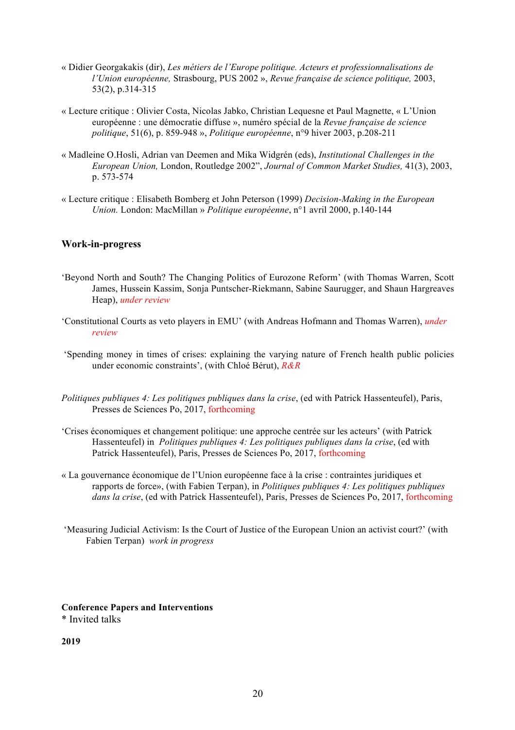« Didier Georgakakis (dir), *Les métiers de l'Europe politique. Acteurs et professionnalisations de l'Union européenne,* Strasbourg, PUS 2002 », *Revue française de science politique,* 2003, 53(2), p.314-315

« Lecture critique : Olivier Costa, Nicolas Jabko, Christian Lequesne et Paul Magnette, « L'Union européenne : une démocratie diffuse », numéro spécial de la *Revue française de science politique*, 51(6), p. 859-948 », *Politique européenne*, n°9 hiver 2003, p.208-211

« Madleine O.Hosli, Adrian van Deemen and Mika Widgrén (eds), *Institutional Challenges in the European Union,* London, Routledge 2002", *Journal of Common Market Studies,* 41(3), 2003, p. 573-574

« Lecture critique : Elisabeth Bomberg et John Peterson (1999) *Decision-Making in the European Union.* London: MacMillan » *Politique européenne*, n°1 avril 2000, p.140-144

### Work-in-progress

'Beyond North and South? The Changing Politics of Eurozone Reform' (with Thomas Warren, Scott James, Hussein Kassim, Sonja Puntscher-Riekmann, Sabine Saurugger, and Shaun Hargreaves Heap), *under review*

'Constitutional Courts as veto players in EMU' (with Andreas Hofmann and Thomas Warren), *under review*

'Spending money in times of crises: explaining the varying nature of French health public policies under economic constraints', (with Chloé Bérut), *R&R*

*Politiques publiques 4: Les politiques publiques dans la crise*, (ed with Patrick Hassenteufel), Paris, Presses de Sciences Po, 2017, forthcoming

'Crises économiques et changement politique: une approche centrée sur les acteurs' (with Patrick Hassenteufel) in *Politiques publiques 4: Les politiques publiques dans la crise*, (ed with Patrick Hassenteufel), Paris, Presses de Sciences Po, 2017, forthcoming

« La gouvernance économique de l'Union européenne face à la crise : contraintes juridiques et rapports de force», (with Fabien Terpan), in *Politiques publiques 4: Les politiques publiques dans la crise*, (ed with Patrick Hassenteufel), Paris, Presses de Sciences Po, 2017, forthcoming

'Measuring Judicial Activism: Is the Court of Justice of the European Union an activist court?' (with Fabien Terpan) *work in progress*

**Conference Papers and Interventions**

* Invited talks

**2019**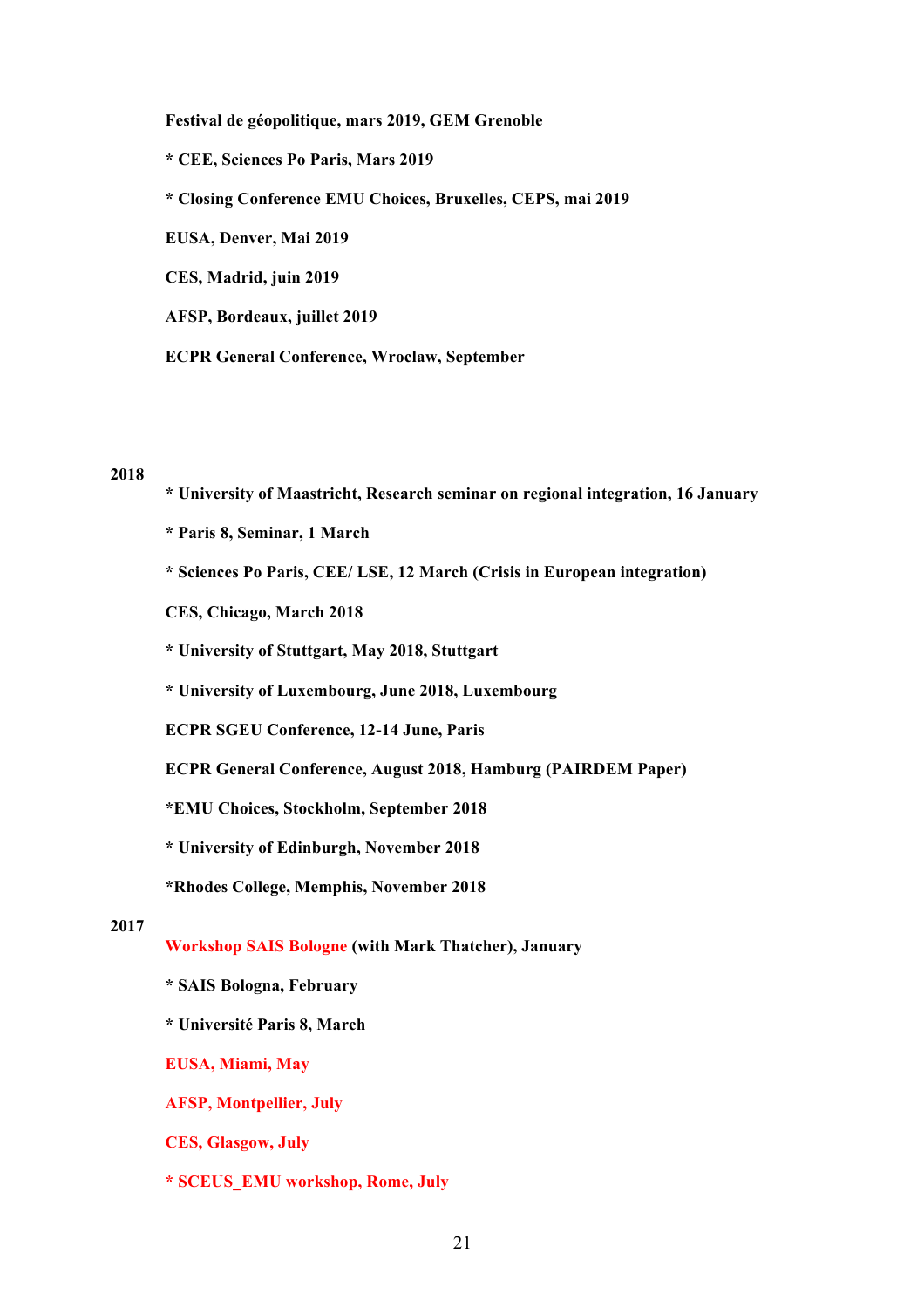**Festival de géopolitique, mars 2019, GEM Grenoble**

**\* CEE, Sciences Po Paris, Mars 2019**

**\* Closing Conference EMU Choices, Bruxelles, CEPS, mai 2019**

**EUSA, Denver, Mai 2019**

**CES, Madrid, juin 2019**

**AFSP, Bordeaux, juillet 2019**

**ECPR General Conference, Wroclaw, September**

**2018**

**\* University of Maastricht, Research seminar on regional integration, 16 January**

**\* Paris 8, Seminar, 1 March**

**\* Sciences Po Paris, CEE/ LSE, 12 March (Crisis in European integration)**

**CES, Chicago, March 2018**

**\* University of Stuttgart, May 2018, Stuttgart**

**\* University of Luxembourg, June 2018, Luxembourg**

**ECPR SGEU Conference, 12-14 June, Paris**

**ECPR General Conference, August 2018, Hamburg (PAIRDEM Paper)**

**\*EMU Choices, Stockholm, September 2018**

**\* University of Edinburgh, November 2018**

**\*Rhodes College, Memphis, November 2018**

**2017**

**Workshop SAIS Bologne (with Mark Thatcher), January**

**\* SAIS Bologna, February**

**\* Université Paris 8, March**

**EUSA, Miami, May**

**AFSP, Montpellier, July**

**CES, Glasgow, July**

**\* SCEUS_EMU workshop, Rome, July**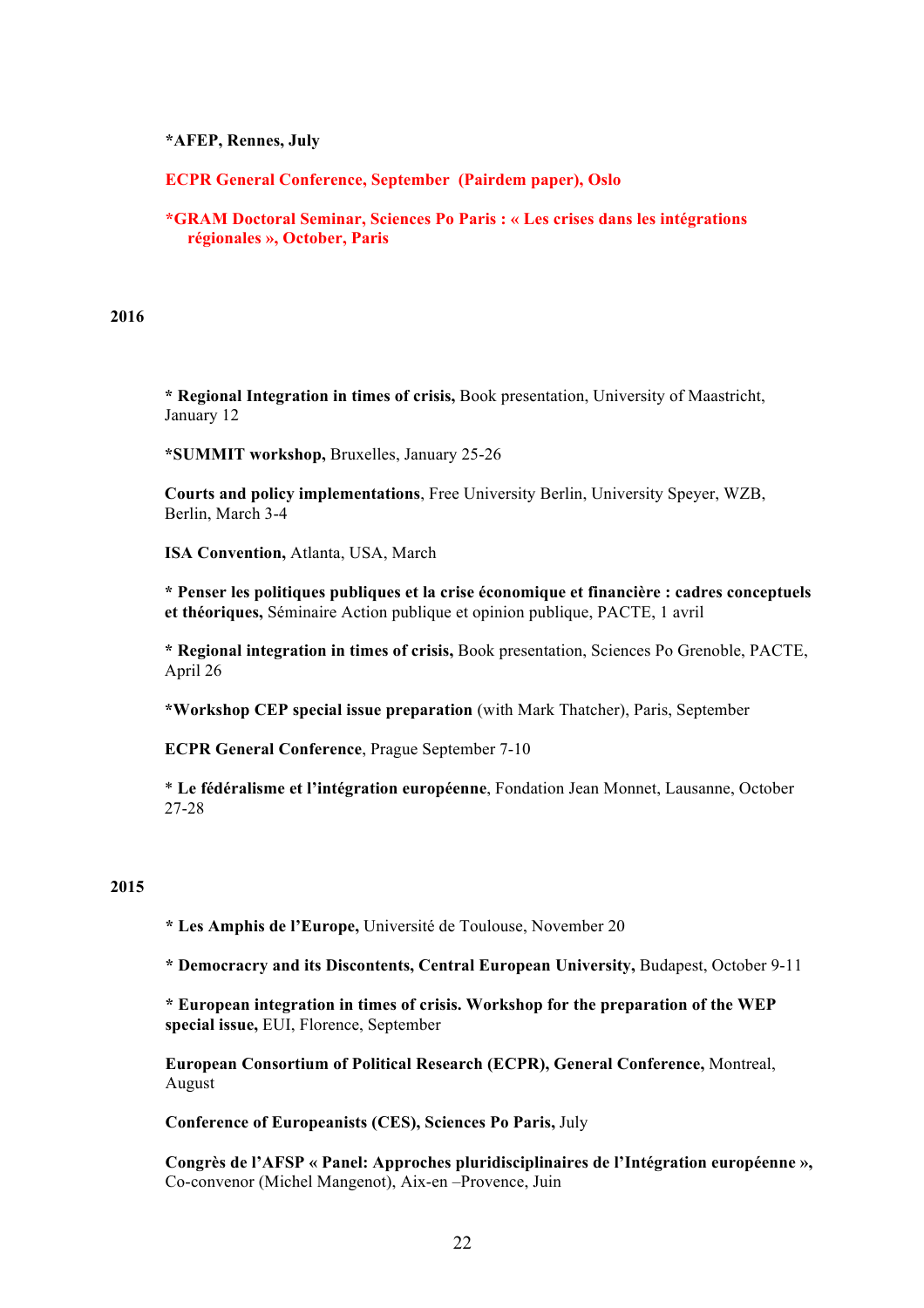**\*AFEP, Rennes, July**

**ECPR General Conference, September (Pairdem paper), Oslo**

**\*GRAM Doctoral Seminar, Sciences Po Paris : « Les crises dans les intégrations régionales », October, Paris**

**2016**

**\* Regional Integration in times of crisis,** Book presentation, University of Maastricht, January 12

**\*SUMMIT workshop,** Bruxelles, January 25-26

**Courts and policy implementations**, Free University Berlin, University Speyer, WZB, Berlin, March 3-4

**ISA Convention,** Atlanta, USA, March

**\* Penser les politiques publiques et la crise économique et financière : cadres conceptuels et théoriques,** Séminaire Action publique et opinion publique, PACTE, 1 avril

**\* Regional integration in times of crisis,** Book presentation, Sciences Po Grenoble, PACTE, April 26

**\*Workshop CEP special issue preparation** (with Mark Thatcher), Paris, September

**ECPR General Conference**, Prague September 7-10

\* **Le fédéralisme et l'intégration européenne**, Fondation Jean Monnet, Lausanne, October 27-28

**2015**

**\* Les Amphis de l'Europe,** Université de Toulouse, November 20

**\* Democracry and its Discontents, Central European University,** Budapest, October 9-11

**\* European integration in times of crisis. Workshop for the preparation of the WEP special issue,** EUI, Florence, September

**European Consortium of Political Research (ECPR), General Conference,** Montreal, August

**Conference of Europeanists (CES), Sciences Po Paris,** July

**Congrès de l'AFSP « Panel: Approches pluridisciplinaires de l'Intégration européenne »,** Co-convenor (Michel Mangenot), Aix-en –Provence, Juin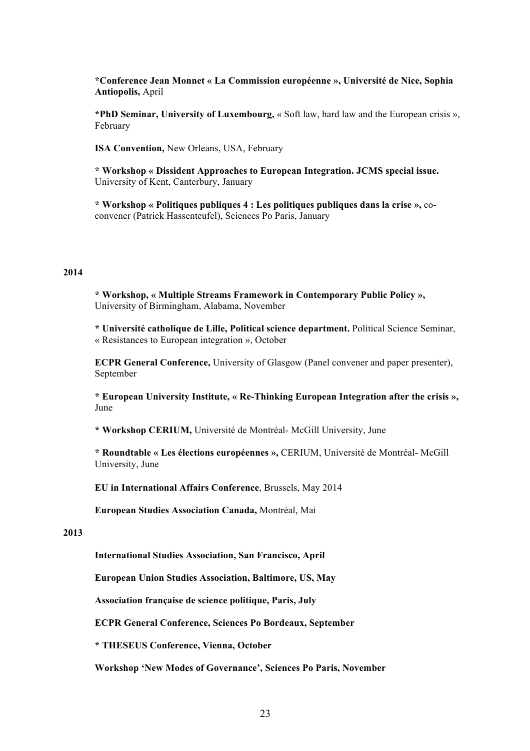**\*Conference Jean Monnet « La Commission européenne », Université de Nice, Sophia Antiopolis,** April

**\*PhD Seminar, University of Luxembourg,** « Soft law, hard law and the European crisis », February

**ISA Convention,** New Orleans, USA, February

**\* Workshop « Dissident Approaches to European Integration. JCMS special issue.** University of Kent, Canterbury, January

**\* Workshop « Politiques publiques 4 : Les politiques publiques dans la crise »,** co-convener (Patrick Hassenteufel), Sciences Po Paris, January

**2014**

**\* Workshop, « Multiple Streams Framework in Contemporary Public Policy »,** University of Birmingham, Alabama, November

**\* Université catholique de Lille, Political science department.** Political Science Seminar, « Resistances to European integration », October

**ECPR General Conference,** University of Glasgow (Panel convener and paper presenter), September

**\* European University Institute, « Re-Thinking European Integration after the crisis »,** June

**\* Workshop CERIUM,** Université de Montréal- McGill University, June

**\* Roundtable « Les élections européennes »,** CERIUM, Université de Montréal- McGill University, June

**EU in International Affairs Conference**, Brussels, May 2014

**European Studies Association Canada,** Montréal, Mai

**2013**

**International Studies Association, San Francisco, April**

**European Union Studies Association, Baltimore, US, May**

**Association française de science politique, Paris, July**

**ECPR General Conference, Sciences Po Bordeaux, September**

**\* THESEUS Conference, Vienna, October**

**Workshop 'New Modes of Governance', Sciences Po Paris, November**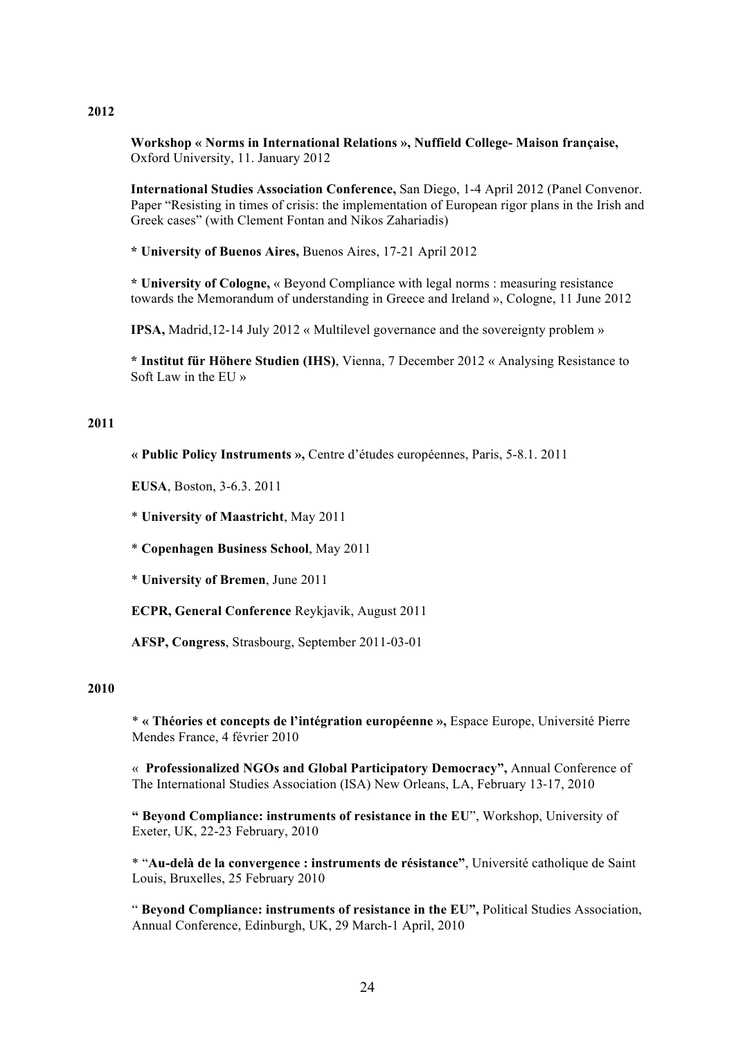**2012**

**Workshop « Norms in International Relations », Nuffield College- Maison française,** Oxford University, 11. January 2012

**International Studies Association Conference,** San Diego, 1-4 April 2012 (Panel Convenor. Paper "Resisting in times of crisis: the implementation of European rigor plans in the Irish and Greek cases" (with Clement Fontan and Nikos Zahariadis)

* **University of Buenos Aires,** Buenos Aires, 17-21 April 2012

* **University of Cologne,** « Beyond Compliance with legal norms : measuring resistance towards the Memorandum of understanding in Greece and Ireland », Cologne, 11 June 2012

**IPSA,** Madrid,12-14 July 2012 « Multilevel governance and the sovereignty problem »

* **Institut für Höhere Studien (IHS)**, Vienna, 7 December 2012 « Analysing Resistance to Soft Law in the EU »

**2011**

**« Public Policy Instruments »,** Centre d'études européennes, Paris, 5-8.1. 2011

**EUSA**, Boston, 3-6.3. 2011

* **University of Maastricht**, May 2011

* **Copenhagen Business School**, May 2011

* **University of Bremen**, June 2011

**ECPR, General Conference** Reykjavik, August 2011

**AFSP, Congress**, Strasbourg, September 2011-03-01

**2010**

* **« Théories et concepts de l'intégration européenne »,** Espace Europe, Université Pierre Mendes France, 4 février 2010

« **Professionalized NGOs and Global Participatory Democracy",** Annual Conference of The International Studies Association (ISA) New Orleans, LA, February 13-17, 2010

**" Beyond Compliance: instruments of resistance in the EU**", Workshop, University of Exeter, UK, 22-23 February, 2010

* "**Au-delà de la convergence : instruments de résistance"**, Université catholique de Saint Louis, Bruxelles, 25 February 2010

" **Beyond Compliance: instruments of resistance in the EU",** Political Studies Association, Annual Conference, Edinburgh, UK, 29 March-1 April, 2010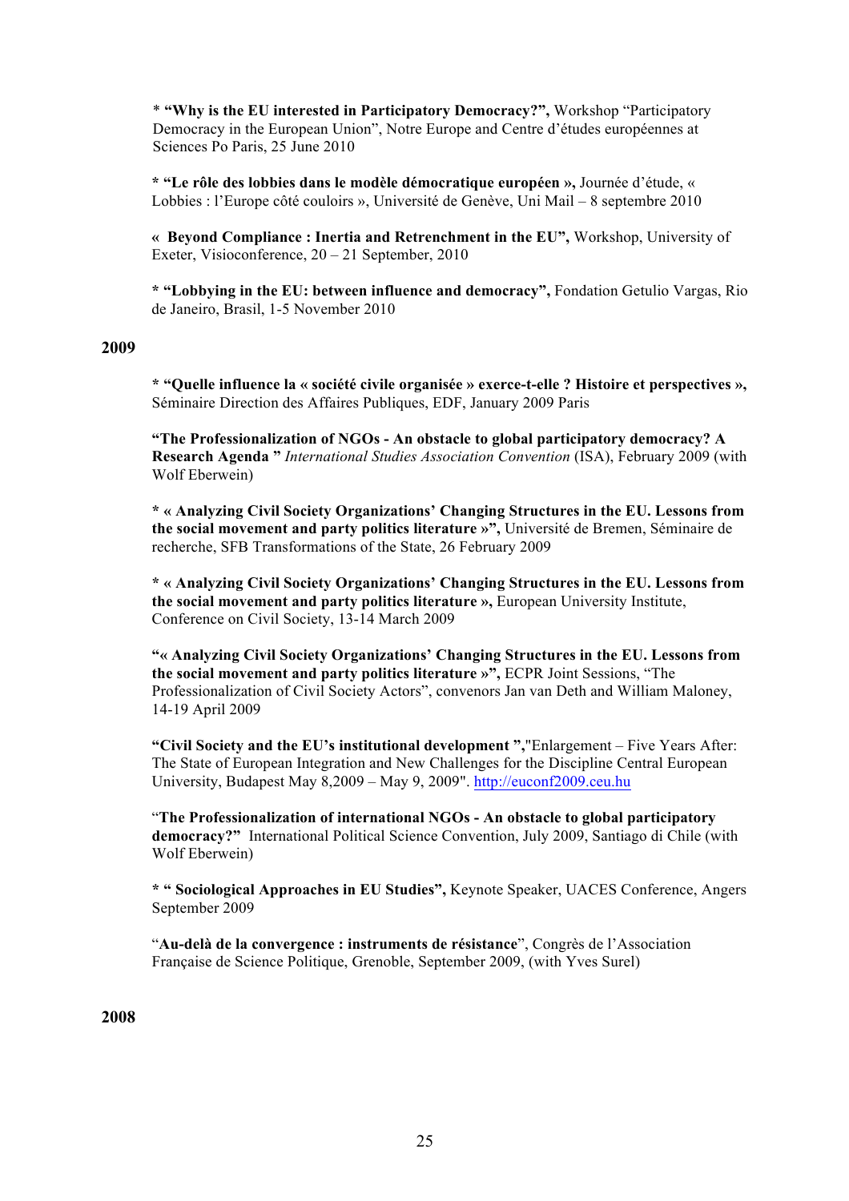* **"Why is the EU interested in Participatory Democracy?",** Workshop "Participatory Democracy in the European Union", Notre Europe and Centre d'études européennes at Sciences Po Paris, 25 June 2010

*** "Le rôle des lobbies dans le modèle démocratique européen »,** Journée d'étude, « Lobbies : l'Europe côté couloirs », Université de Genève, Uni Mail – 8 septembre 2010

**« Beyond Compliance : Inertia and Retrenchment in the EU",** Workshop, University of Exeter, Visioconference, 20 – 21 September, 2010

**\* "Lobbying in the EU: between influence and democracy",** Fondation Getulio Vargas, Rio de Janeiro, Brasil, 1-5 November 2010

**2009**

**\* "Quelle influence la « société civile organisée » exerce-t-elle ? Histoire et perspectives »,** Séminaire Direction des Affaires Publiques, EDF, January 2009 Paris

**"The Professionalization of NGOs - An obstacle to global participatory democracy? A Research Agenda "** *International Studies Association Convention* (ISA), February 2009 (with Wolf Eberwein)

**\* « Analyzing Civil Society Organizations' Changing Structures in the EU. Lessons from the social movement and party politics literature »",** Université de Bremen, Séminaire de recherche, SFB Transformations of the State, 26 February 2009

**\* « Analyzing Civil Society Organizations' Changing Structures in the EU. Lessons from the social movement and party politics literature »,** European University Institute, Conference on Civil Society, 13-14 March 2009

**"« Analyzing Civil Society Organizations' Changing Structures in the EU. Lessons from the social movement and party politics literature »",** ECPR Joint Sessions, "The Professionalization of Civil Society Actors", convenors Jan van Deth and William Maloney, 14-19 April 2009

**"Civil Society and the EU's institutional development ",**"Enlargement – Five Years After: The State of European Integration and New Challenges for the Discipline Central European University, Budapest May 8,2009 – May 9, 2009". http://euconf2009.ceu.hu

"**The Professionalization of international NGOs - An obstacle to global participatory democracy?"** International Political Science Convention, July 2009, Santiago di Chile (with Wolf Eberwein)

**\* " Sociological Approaches in EU Studies",** Keynote Speaker, UACES Conference, Angers September 2009

"**Au-delà de la convergence : instruments de résistance**", Congrès de l'Association Française de Science Politique, Grenoble, September 2009, (with Yves Surel)

**2008**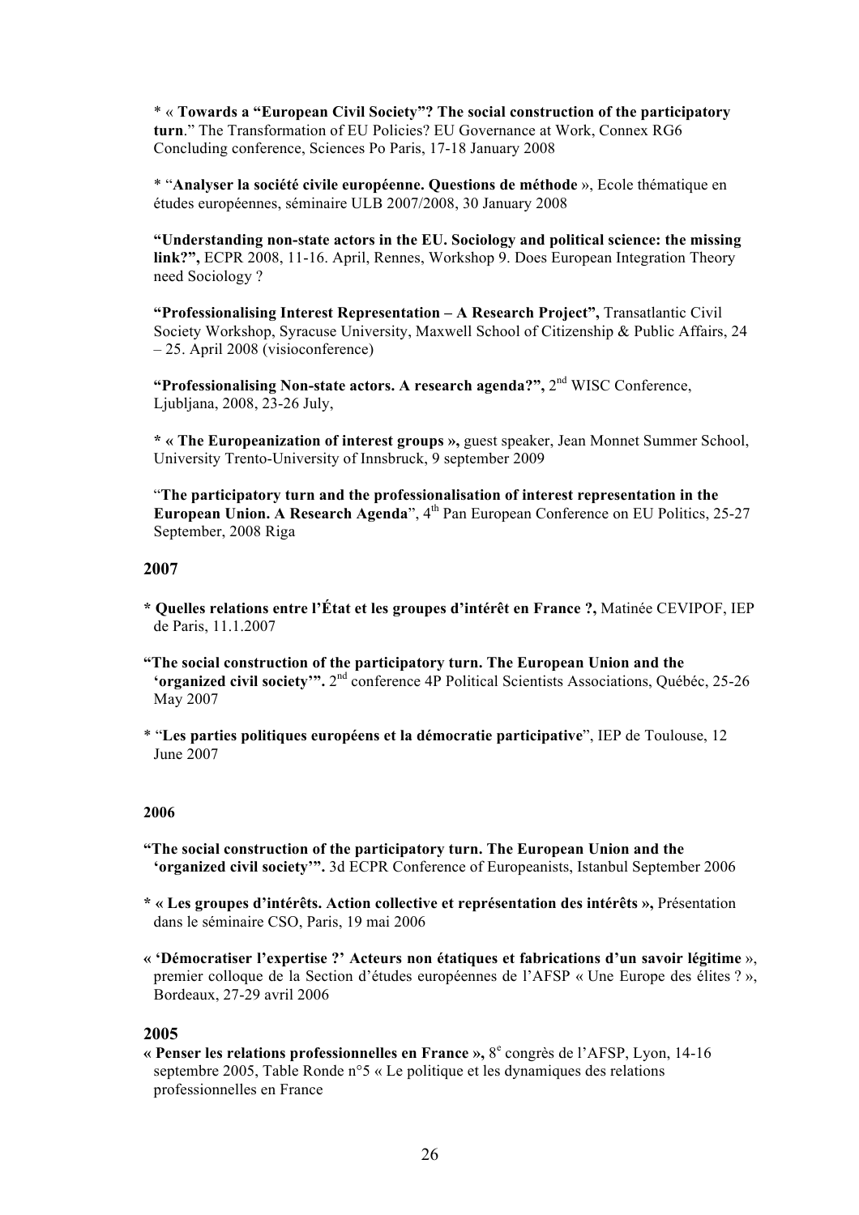* « **Towards a "European Civil Society"? The social construction of the participatory turn**." The Transformation of EU Policies? EU Governance at Work, Connex RG6 Concluding conference, Sciences Po Paris, 17-18 January 2008

* "**Analyser la société civile européenne. Questions de méthode** », Ecole thématique en études européennes, séminaire ULB 2007/2008, 30 January 2008

**"Understanding non-state actors in the EU. Sociology and political science: the missing link?",** ECPR 2008, 11-16. April, Rennes, Workshop 9. Does European Integration Theory need Sociology ?

**"Professionalising Interest Representation – A Research Project",** Transatlantic Civil Society Workshop, Syracuse University, Maxwell School of Citizenship & Public Affairs, 24 – 25. April 2008 (visioconference)

**"Professionalising Non-state actors. A research agenda?",** 2nd WISC Conference, Ljubljana, 2008, 23-26 July,

**\* « The Europeanization of interest groups »,** guest speaker, Jean Monnet Summer School, University Trento-University of Innsbruck, 9 september 2009

"**The participatory turn and the professionalisation of interest representation in the European Union. A Research Agenda**", 4th Pan European Conference on EU Politics, 25-27 September, 2008 Riga

## 2007

**\* Quelles relations entre l'État et les groupes d'intérêt en France ?,** Matinée CEVIPOF, IEP de Paris, 11.1.2007

**"The social construction of the participatory turn. The European Union and the 'organized civil society'".** 2nd conference 4P Political Scientists Associations, Québéc, 25-26 May 2007

* "**Les parties politiques européens et la démocratie participative**", IEP de Toulouse, 12 June 2007

## 2006

**"The social construction of the participatory turn. The European Union and the 'organized civil society'".** 3d ECPR Conference of Europeanists, Istanbul September 2006

**\* « Les groupes d'intérêts. Action collective et représentation des intérêts »,** Présentation dans le séminaire CSO, Paris, 19 mai 2006

**« 'Démocratiser l'expertise ?' Acteurs non étatiques et fabrications d'un savoir légitime** », premier colloque de la Section d'études européennes de l'AFSP « Une Europe des élites ? », Bordeaux, 27-29 avril 2006

## 2005

**« Penser les relations professionnelles en France »,** 8e congrès de l'AFSP, Lyon, 14-16 septembre 2005, Table Ronde n°5 « Le politique et les dynamiques des relations professionnelles en France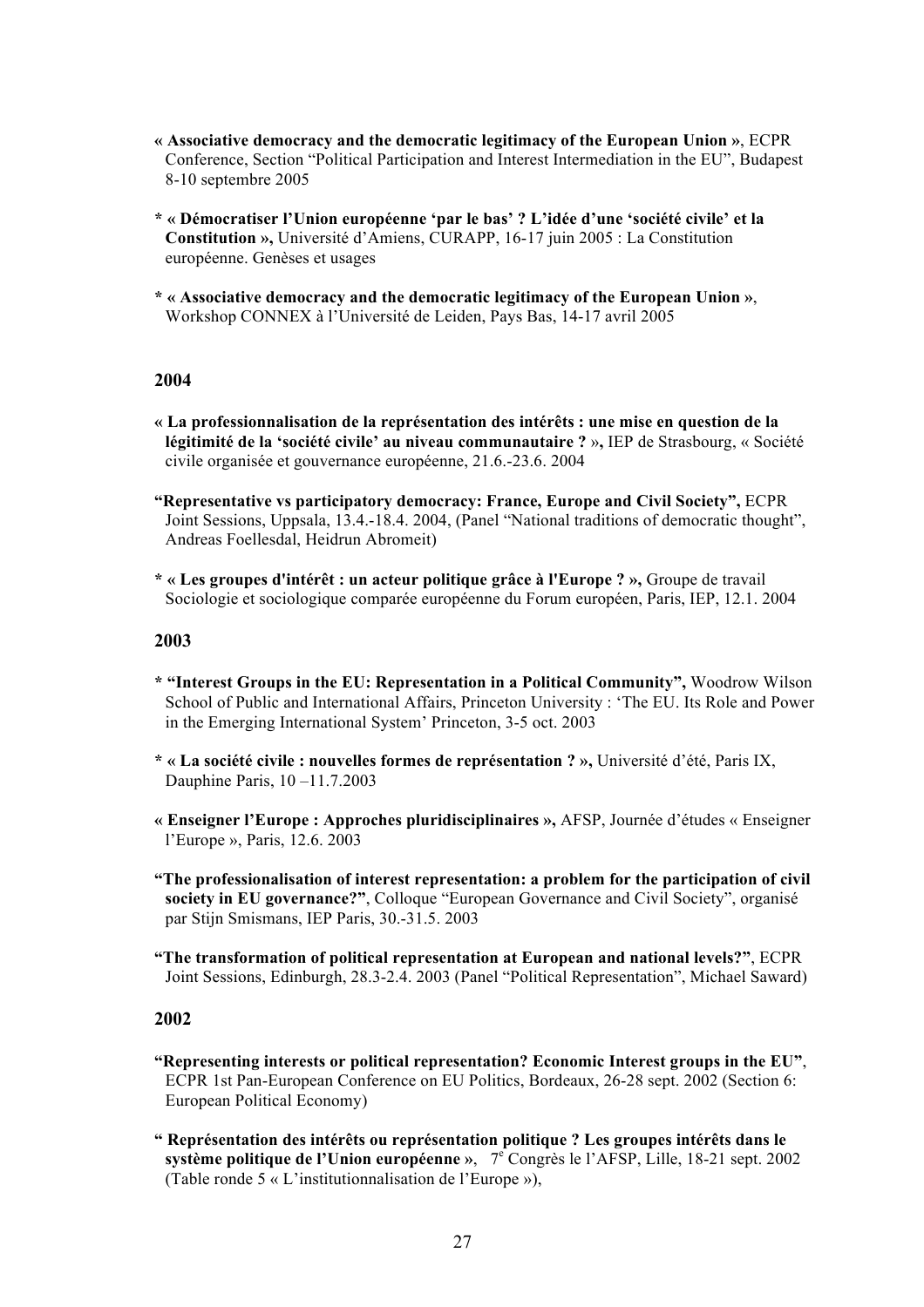**« Associative democracy and the democratic legitimacy of the European Union »**, ECPR Conference, Section "Political Participation and Interest Intermediation in the EU", Budapest 8-10 septembre 2005

* **« Démocratiser l'Union européenne 'par le bas' ? L'idée d'une 'société civile' et la Constitution »,** Université d'Amiens, CURAPP, 16-17 juin 2005 : La Constitution européenne. Genèses et usages

* **« Associative democracy and the democratic legitimacy of the European Union »**, Workshop CONNEX à l'Université de Leiden, Pays Bas, 14-17 avril 2005

### 2004

**« La professionnalisation de la représentation des intérêts : une mise en question de la légitimité de la 'société civile' au niveau communautaire ? »,** IEP de Strasbourg, « Société civile organisée et gouvernance européenne, 21.6.-23.6. 2004

**"Representative vs participatory democracy: France, Europe and Civil Society",** ECPR Joint Sessions, Uppsala, 13.4.-18.4. 2004, (Panel "National traditions of democratic thought", Andreas Foellesdal, Heidrun Abromeit)

* **« Les groupes d'intérêt : un acteur politique grâce à l'Europe ? »,** Groupe de travail Sociologie et sociologique comparée européenne du Forum européen, Paris, IEP, 12.1. 2004

### 2003

* **"Interest Groups in the EU: Representation in a Political Community",** Woodrow Wilson School of Public and International Affairs, Princeton University : 'The EU. Its Role and Power in the Emerging International System' Princeton, 3-5 oct. 2003

* **« La société civile : nouvelles formes de représentation ? »,** Université d'été, Paris IX, Dauphine Paris, 10 –11.7.2003

**« Enseigner l'Europe : Approches pluridisciplinaires »,** AFSP, Journée d'études « Enseigner l'Europe », Paris, 12.6. 2003

**"The professionalisation of interest representation: a problem for the participation of civil society in EU governance?"**, Colloque "European Governance and Civil Society", organisé par Stijn Smismans, IEP Paris, 30.-31.5. 2003

**"The transformation of political representation at European and national levels?"**, ECPR Joint Sessions, Edinburgh, 28.3-2.4. 2003 (Panel "Political Representation", Michael Saward)

### 2002

**"Representing interests or political representation? Economic Interest groups in the EU"**, ECPR 1st Pan-European Conference on EU Politics, Bordeaux, 26-28 sept. 2002 (Section 6: European Political Economy)

**" Représentation des intérêts ou représentation politique ? Les groupes intérêts dans le système politique de l'Union européenne »**, 7e Congrès le l'AFSP, Lille, 18-21 sept. 2002 (Table ronde 5 « L'institutionnalisation de l'Europe »),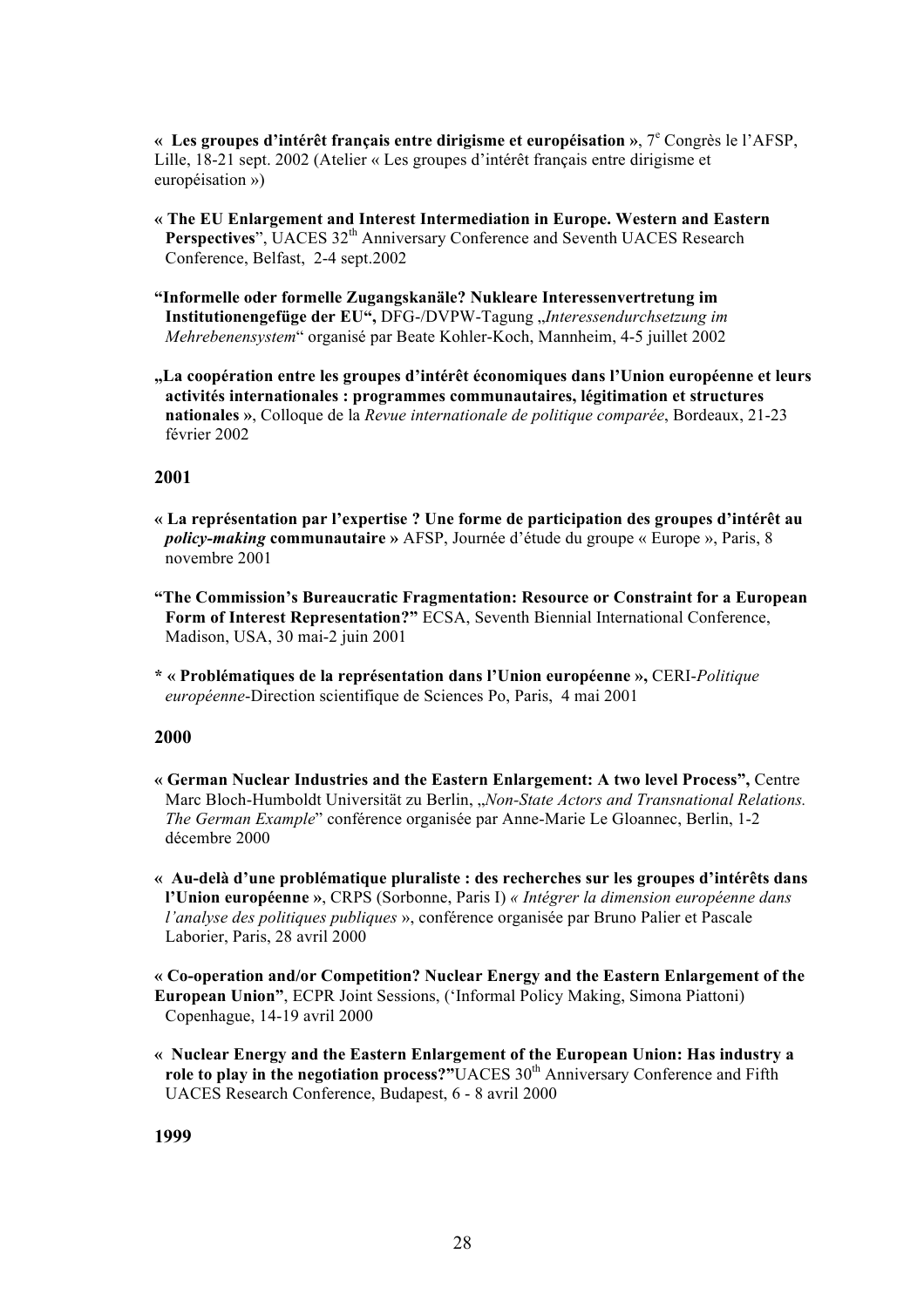**«  Les groupes d'intérêt français entre dirigisme et européisation »**, 7[e] Congrès le l'AFSP, Lille, 18-21 sept. 2002 (Atelier « Les groupes d'intérêt français entre dirigisme et européisation »)

**« The EU Enlargement and Interest Intermediation in Europe. Western and Eastern Perspectives**", UACES 32[th] Anniversary Conference and Seventh UACES Research Conference, Belfast,  2-4 sept.2002

**"Informelle oder formelle Zugangskanäle? Nukleare Interessenvertretung im Institutionengefüge der EU",** DFG-/DVPW-Tagung „*Interessendurchsetzung im Mehrebenensystem*" organisé par Beate Kohler-Koch, Mannheim, 4-5 juillet 2002

**„La coopération entre les groupes d'intérêt économiques dans l'Union européenne et leurs activités internationales : programmes communautaires, légitimation et structures nationales »**, Colloque de la *Revue internationale de politique comparée*, Bordeaux, 21-23 février 2002

## 2001

**« La représentation par l'expertise ? Une forme de participation des groupes d'intérêt au *policy-making* communautaire »** AFSP, Journée d'étude du groupe « Europe », Paris, 8 novembre 2001

**"The Commission's Bureaucratic Fragmentation: Resource or Constraint for a European Form of Interest Representation?"** ECSA, Seventh Biennial International Conference, Madison, USA, 30 mai-2 juin 2001

**\* « Problématiques de la représentation dans l'Union européenne »,** CERI-*Politique européenne*-Direction scientifique de Sciences Po, Paris,  4 mai 2001

## 2000

**« German Nuclear Industries and the Eastern Enlargement: A two level Process",** Centre Marc Bloch-Humboldt Universität zu Berlin, „*Non-State Actors and Transnational Relations. The German Example*" conférence organisée par Anne-Marie Le Gloannec, Berlin, 1-2 décembre 2000

**«  Au-delà d'une problématique pluraliste : des recherches sur les groupes d'intérêts dans l'Union européenne »**, CRPS (Sorbonne, Paris I) *« Intégrer la dimension européenne dans l'analyse des politiques publiques* », conférence organisée par Bruno Palier et Pascale Laborier, Paris, 28 avril 2000

**« Co-operation and/or Competition? Nuclear Energy and the Eastern Enlargement of the European Union"**, ECPR Joint Sessions, ('Informal Policy Making, Simona Piattoni) Copenhague, 14-19 avril 2000

**«  Nuclear Energy and the Eastern Enlargement of the European Union: Has industry a role to play in the negotiation process?"**UACES 30[th] Anniversary Conference and Fifth UACES Research Conference, Budapest, 6 - 8 avril 2000

## 1999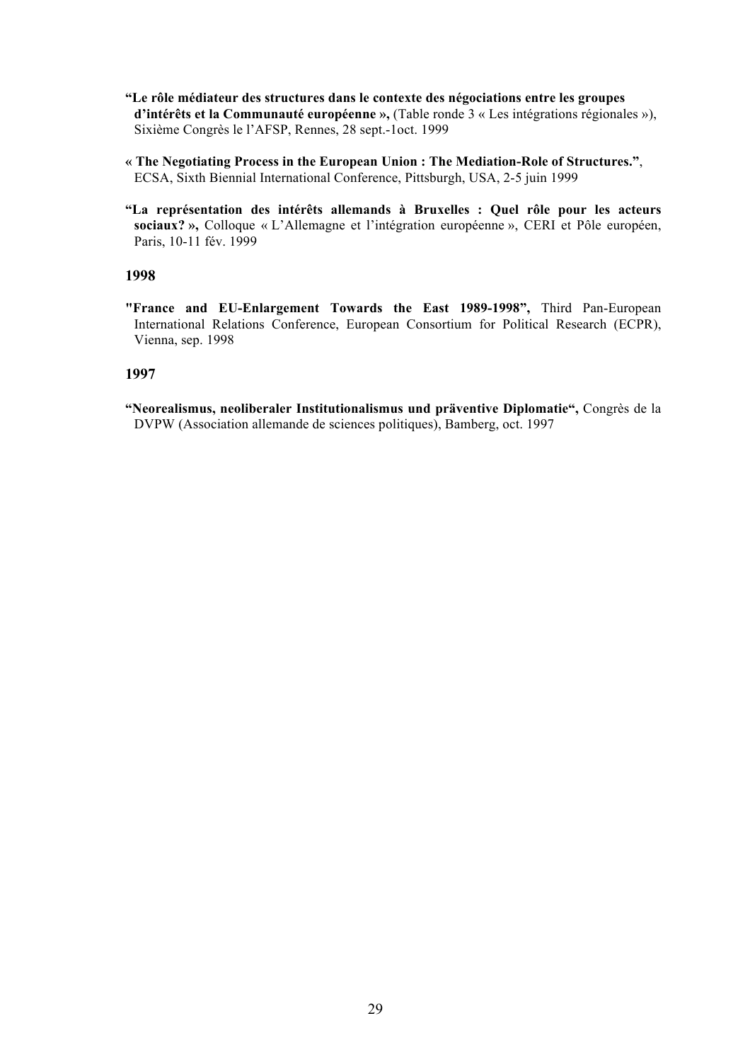**"Le rôle médiateur des structures dans le contexte des négociations entre les groupes d'intérêts et la Communauté européenne »,** (Table ronde 3 « Les intégrations régionales »), Sixième Congrès le l'AFSP, Rennes, 28 sept.-1oct. 1999

**« The Negotiating Process in the European Union : The Mediation-Role of Structures."**, ECSA, Sixth Biennial International Conference, Pittsburgh, USA, 2-5 juin 1999

**"La représentation des intérêts allemands à Bruxelles : Quel rôle pour les acteurs sociaux? »,** Colloque « L'Allemagne et l'intégration européenne », CERI et Pôle européen, Paris, 10-11 fév. 1999

### 1998

**"France and EU-Enlargement Towards the East 1989-1998",** Third Pan-European International Relations Conference, European Consortium for Political Research (ECPR), Vienna, sep. 1998

### 1997

**"Neorealismus, neoliberaler Institutionalismus und präventive Diplomatie",** Congrès de la DVPW (Association allemande de sciences politiques), Bamberg, oct. 1997